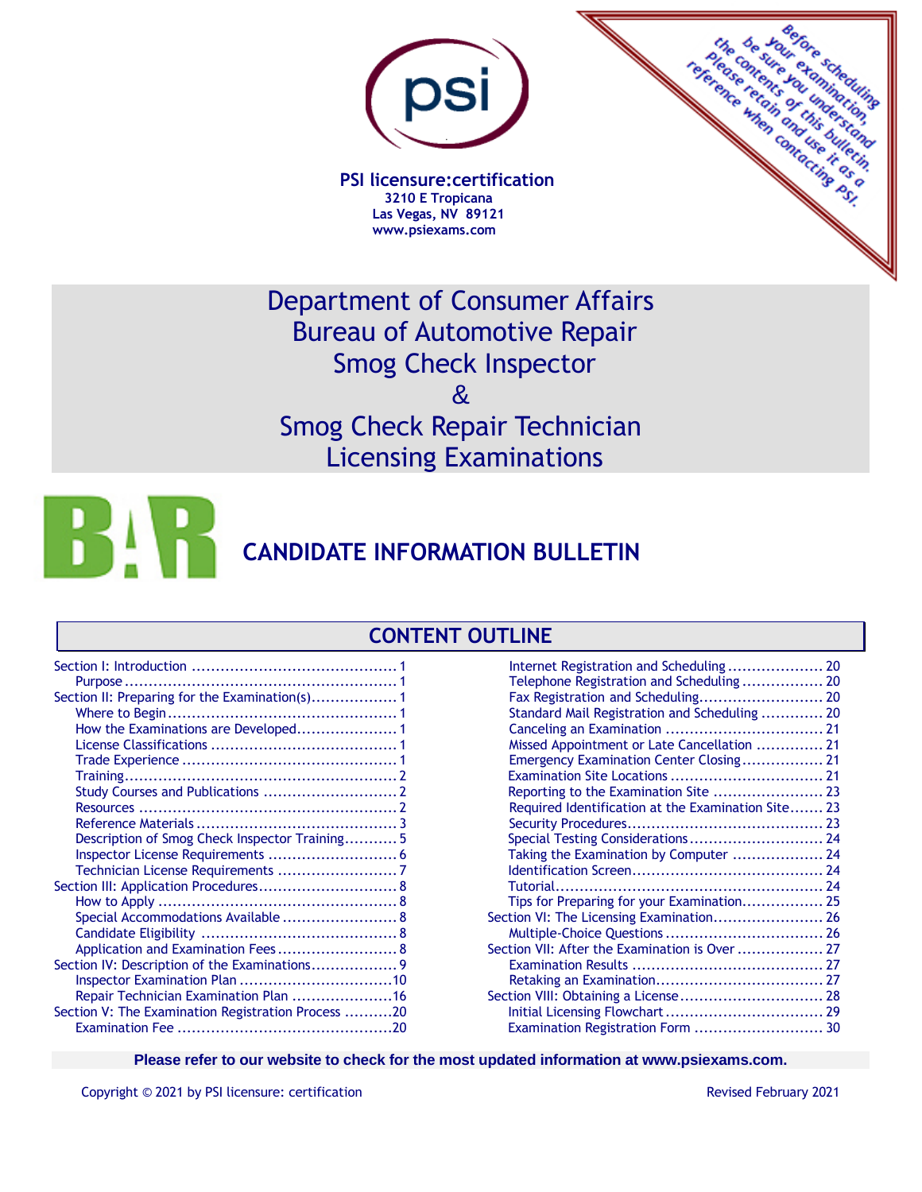**PSI licensure:certification**
**3210 E Tropicana**
**Las Vegas, NV 89121**
**www.psiexams.com**

*Before scheduling your examination, be sure you understand the contents of this bulletin. Please retain and use it as a reference when contacting PSI.*

# Department of Consumer Affairs
# Bureau of Automotive Repair
# Smog Check Inspector
# &
# Smog Check Repair Technician
# Licensing Examinations

## CANDIDATE INFORMATION BULLETIN

## CONTENT OUTLINE

- Section I: Introduction .......... 1
  - Purpose .......... 1
- Section II: Preparing for the Examination(s) .......... 1
  - Where to Begin .......... 1
  - How the Examinations are Developed .......... 1
  - License Classifications .......... 1
  - Trade Experience .......... 1
  - Training .......... 2
  - Study Courses and Publications .......... 2
  - Resources .......... 2
  - Reference Materials .......... 3
  - Description of Smog Check Inspector Training .......... 5
  - Inspector License Requirements .......... 6
  - Technician License Requirements .......... 7
- Section III: Application Procedures .......... 8
  - How to Apply .......... 8
  - Special Accommodations Available .......... 8
  - Candidate Eligibility .......... 8
  - Application and Examination Fees .......... 8
- Section IV: Description of the Examinations .......... 9
  - Inspector Examination Plan .......... 10
  - Repair Technician Examination Plan .......... 16
- Section V: The Examination Registration Process .......... 20
  - Examination Fee .......... 20
  - Internet Registration and Scheduling .......... 20
  - Telephone Registration and Scheduling .......... 20
  - Fax Registration and Scheduling .......... 20
  - Standard Mail Registration and Scheduling .......... 20
  - Canceling an Examination .......... 21
  - Missed Appointment or Late Cancellation .......... 21
  - Emergency Examination Center Closing .......... 21
  - Examination Site Locations .......... 21
  - Reporting to the Examination Site .......... 23
  - Required Identification at the Examination Site .......... 23
  - Security Procedures .......... 23
  - Special Testing Considerations .......... 24
  - Taking the Examination by Computer .......... 24
  - Identification Screen .......... 24
  - Tutorial .......... 24
  - Tips for Preparing for your Examination .......... 25
- Section VI: The Licensing Examination .......... 26
  - Multiple-Choice Questions .......... 26
- Section VII: After the Examination is Over .......... 27
  - Examination Results .......... 27
  - Retaking an Examination .......... 27
- Section VIII: Obtaining a License .......... 28
  - Initial Licensing Flowchart .......... 29
  - Examination Registration Form .......... 30

**Please refer to our website to check for the most updated information at www.psiexams.com.**

Copyright © 2021 by PSI licensure: certification

Revised February 2021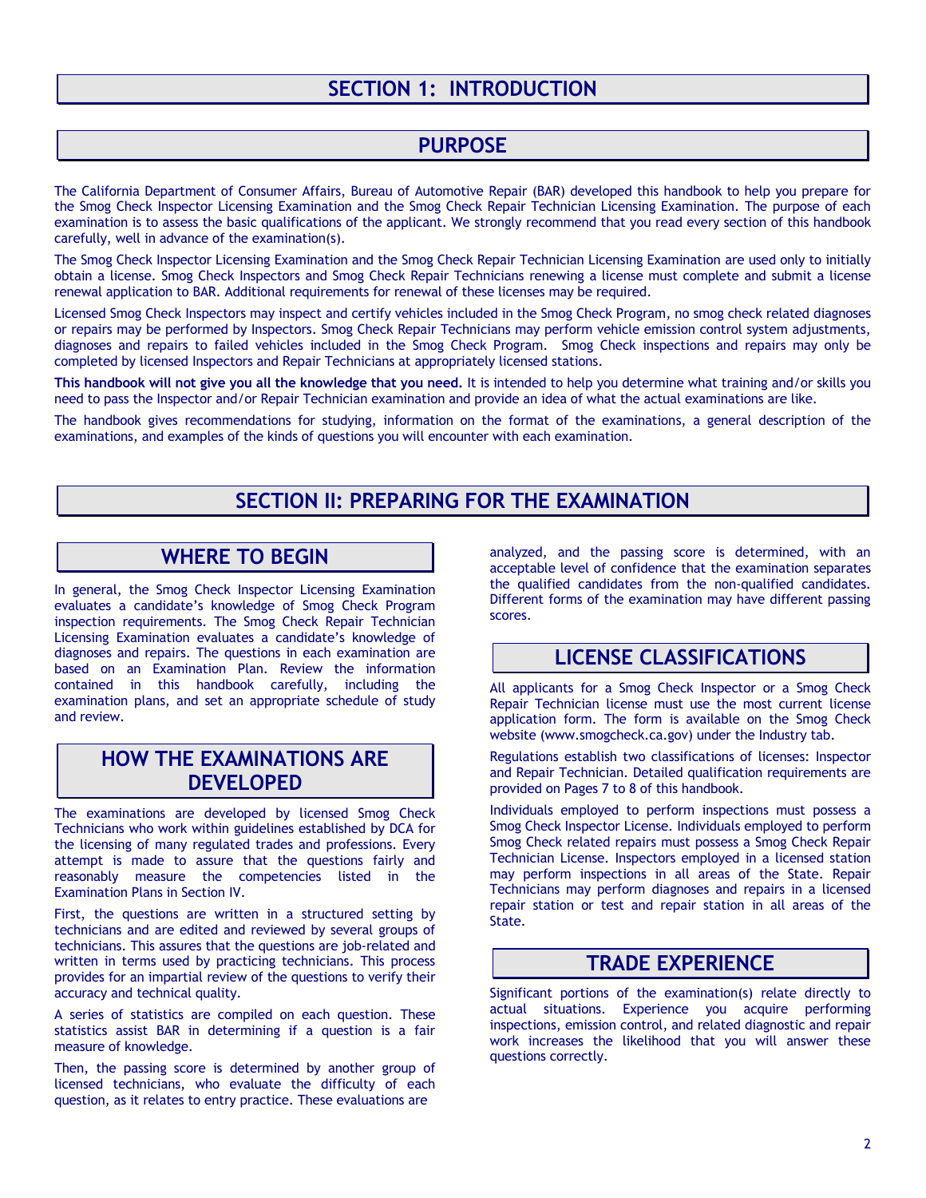# SECTION 1: INTRODUCTION

## PURPOSE

The California Department of Consumer Affairs, Bureau of Automotive Repair (BAR) developed this handbook to help you prepare for the Smog Check Inspector Licensing Examination and the Smog Check Repair Technician Licensing Examination. The purpose of each examination is to assess the basic qualifications of the applicant. We strongly recommend that you read every section of this handbook carefully, well in advance of the examination(s).

The Smog Check Inspector Licensing Examination and the Smog Check Repair Technician Licensing Examination are used only to initially obtain a license. Smog Check Inspectors and Smog Check Repair Technicians renewing a license must complete and submit a license renewal application to BAR. Additional requirements for renewal of these licenses may be required.

Licensed Smog Check Inspectors may inspect and certify vehicles included in the Smog Check Program, no smog check related diagnoses or repairs may be performed by Inspectors. Smog Check Repair Technicians may perform vehicle emission control system adjustments, diagnoses and repairs to failed vehicles included in the Smog Check Program. Smog Check inspections and repairs may only be completed by licensed Inspectors and Repair Technicians at appropriately licensed stations.

**This handbook will not give you all the knowledge that you need.** It is intended to help you determine what training and/or skills you need to pass the Inspector and/or Repair Technician examination and provide an idea of what the actual examinations are like.

The handbook gives recommendations for studying, information on the format of the examinations, a general description of the examinations, and examples of the kinds of questions you will encounter with each examination.

# SECTION II: PREPARING FOR THE EXAMINATION

## WHERE TO BEGIN

In general, the Smog Check Inspector Licensing Examination evaluates a candidate's knowledge of Smog Check Program inspection requirements. The Smog Check Repair Technician Licensing Examination evaluates a candidate's knowledge of diagnoses and repairs. The questions in each examination are based on an Examination Plan. Review the information contained in this handbook carefully, including the examination plans, and set an appropriate schedule of study and review.

## HOW THE EXAMINATIONS ARE DEVELOPED

The examinations are developed by licensed Smog Check Technicians who work within guidelines established by DCA for the licensing of many regulated trades and professions. Every attempt is made to assure that the questions fairly and reasonably measure the competencies listed in the Examination Plans in Section IV.

First, the questions are written in a structured setting by technicians and are edited and reviewed by several groups of technicians. This assures that the questions are job-related and written in terms used by practicing technicians. This process provides for an impartial review of the questions to verify their accuracy and technical quality.

A series of statistics are compiled on each question. These statistics assist BAR in determining if a question is a fair measure of knowledge.

Then, the passing score is determined by another group of licensed technicians, who evaluate the difficulty of each question, as it relates to entry practice. These evaluations are analyzed, and the passing score is determined, with an acceptable level of confidence that the examination separates the qualified candidates from the non-qualified candidates. Different forms of the examination may have different passing scores.

## LICENSE CLASSIFICATIONS

All applicants for a Smog Check Inspector or a Smog Check Repair Technician license must use the most current license application form. The form is available on the Smog Check website (www.smogcheck.ca.gov) under the Industry tab.

Regulations establish two classifications of licenses: Inspector and Repair Technician. Detailed qualification requirements are provided on Pages 7 to 8 of this handbook.

Individuals employed to perform inspections must possess a Smog Check Inspector License. Individuals employed to perform Smog Check related repairs must possess a Smog Check Repair Technician License. Inspectors employed in a licensed station may perform inspections in all areas of the State. Repair Technicians may perform diagnoses and repairs in a licensed repair station or test and repair station in all areas of the State.

## TRADE EXPERIENCE

Significant portions of the examination(s) relate directly to actual situations. Experience you acquire performing inspections, emission control, and related diagnostic and repair work increases the likelihood that you will answer these questions correctly.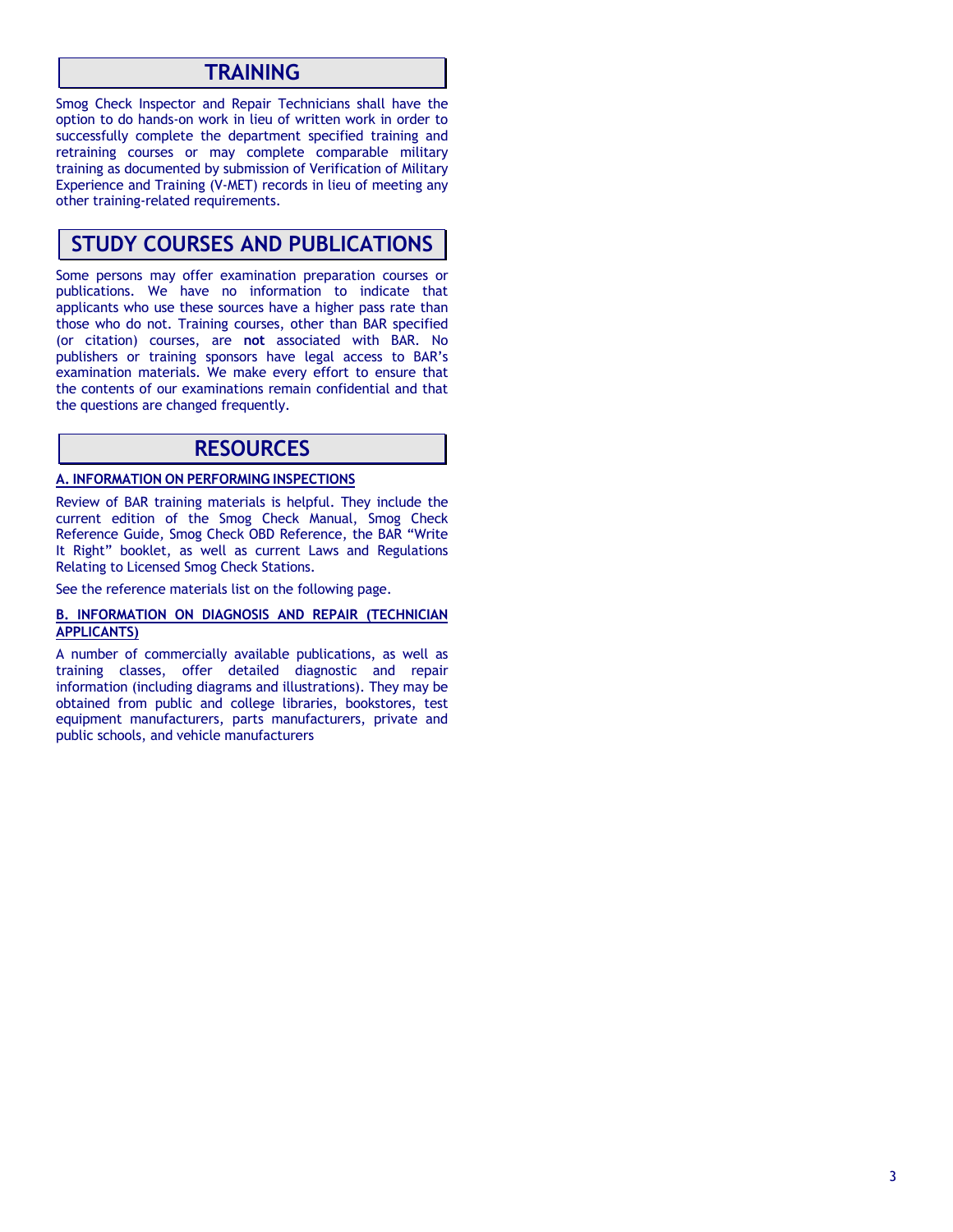## TRAINING

Smog Check Inspector and Repair Technicians shall have the option to do hands-on work in lieu of written work in order to successfully complete the department specified training and retraining courses or may complete comparable military training as documented by submission of Verification of Military Experience and Training (V-MET) records in lieu of meeting any other training-related requirements.

## STUDY COURSES AND PUBLICATIONS

Some persons may offer examination preparation courses or publications. We have no information to indicate that applicants who use these sources have a higher pass rate than those who do not. Training courses, other than BAR specified (or citation) courses, are **not** associated with BAR. No publishers or training sponsors have legal access to BAR's examination materials. We make every effort to ensure that the contents of our examinations remain confidential and that the questions are changed frequently.

## RESOURCES

### A. INFORMATION ON PERFORMING INSPECTIONS

Review of BAR training materials is helpful. They include the current edition of the Smog Check Manual, Smog Check Reference Guide, Smog Check OBD Reference, the BAR "Write It Right" booklet, as well as current Laws and Regulations Relating to Licensed Smog Check Stations.

See the reference materials list on the following page.

### B. INFORMATION ON DIAGNOSIS AND REPAIR (TECHNICIAN APPLICANTS)

A number of commercially available publications, as well as training classes, offer detailed diagnostic and repair information (including diagrams and illustrations). They may be obtained from public and college libraries, bookstores, test equipment manufacturers, parts manufacturers, private and public schools, and vehicle manufacturers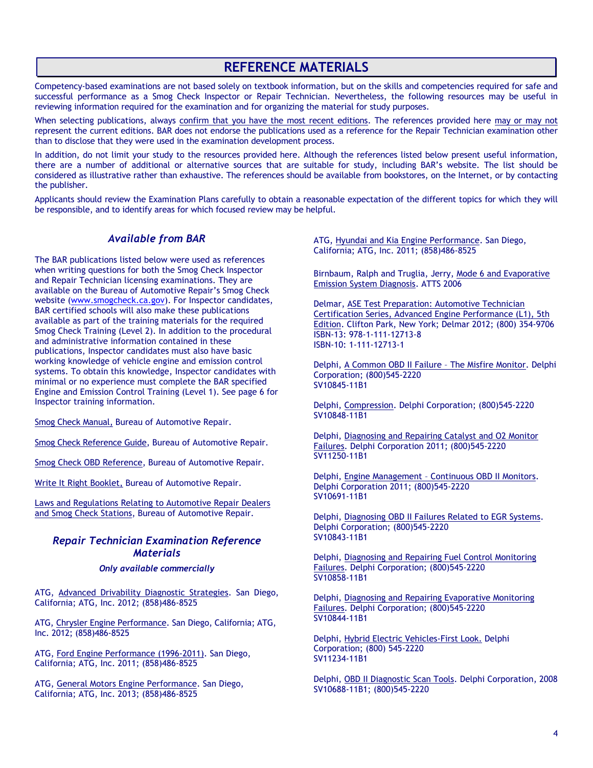# REFERENCE MATERIALS

Competency-based examinations are not based solely on textbook information, but on the skills and competencies required for safe and successful performance as a Smog Check Inspector or Repair Technician. Nevertheless, the following resources may be useful in reviewing information required for the examination and for organizing the material for study purposes.

When selecting publications, always confirm that you have the most recent editions. The references provided here may or may not represent the current editions. BAR does not endorse the publications used as a reference for the Repair Technician examination other than to disclose that they were used in the examination development process.

In addition, do not limit your study to the resources provided here. Although the references listed below present useful information, there are a number of additional or alternative sources that are suitable for study, including BAR's website. The list should be considered as illustrative rather than exhaustive. The references should be available from bookstores, on the Internet, or by contacting the publisher.

Applicants should review the Examination Plans carefully to obtain a reasonable expectation of the different topics for which they will be responsible, and to identify areas for which focused review may be helpful.

### *Available from BAR*

The BAR publications listed below were used as references when writing questions for both the Smog Check Inspector and Repair Technician licensing examinations. They are available on the Bureau of Automotive Repair's Smog Check website (www.smogcheck.ca.gov). For Inspector candidates, BAR certified schools will also make these publications available as part of the training materials for the required Smog Check Training (Level 2). In addition to the procedural and administrative information contained in these publications, Inspector candidates must also have basic working knowledge of vehicle engine and emission control systems. To obtain this knowledge, Inspector candidates with minimal or no experience must complete the BAR specified Engine and Emission Control Training (Level 1). See page 6 for Inspector training information.

Smog Check Manual, Bureau of Automotive Repair.

Smog Check Reference Guide, Bureau of Automotive Repair.

Smog Check OBD Reference, Bureau of Automotive Repair.

Write It Right Booklet, Bureau of Automotive Repair.

Laws and Regulations Relating to Automotive Repair Dealers and Smog Check Stations, Bureau of Automotive Repair.

### *Repair Technician Examination Reference Materials*

***Only available commercially***

ATG, Advanced Drivability Diagnostic Strategies. San Diego, California; ATG, Inc. 2012; (858)486-8525

ATG, Chrysler Engine Performance. San Diego, California; ATG, Inc. 2012; (858)486-8525

ATG, Ford Engine Performance (1996-2011). San Diego, California; ATG, Inc. 2011; (858)486-8525

ATG, General Motors Engine Performance. San Diego, California; ATG, Inc. 2013; (858)486-8525

ATG, Hyundai and Kia Engine Performance. San Diego, California; ATG, Inc. 2011; (858)486-8525

Birnbaum, Ralph and Truglia, Jerry, Mode 6 and Evaporative Emission System Diagnosis. ATTS 2006

Delmar, ASE Test Preparation: Automotive Technician Certification Series, Advanced Engine Performance (L1), 5th Edition. Clifton Park, New York; Delmar 2012; (800) 354-9706
ISBN-13: 978-1-111-12713-8
ISBN-10: 1-111-12713-1

Delphi, A Common OBD II Failure – The Misfire Monitor. Delphi Corporation; (800)545-2220
SV10845-11B1

Delphi, Compression. Delphi Corporation; (800)545-2220
SV10848-11B1

Delphi, Diagnosing and Repairing Catalyst and O2 Monitor Failures. Delphi Corporation 2011; (800)545-2220
SV11250-11B1

Delphi, Engine Management – Continuous OBD II Monitors. Delphi Corporation 2011; (800)545-2220
SV10691-11B1

Delphi, Diagnosing OBD II Failures Related to EGR Systems. Delphi Corporation; (800)545-2220
SV10843-11B1

Delphi, Diagnosing and Repairing Fuel Control Monitoring Failures. Delphi Corporation; (800)545-2220
SV10858-11B1

Delphi, Diagnosing and Repairing Evaporative Monitoring Failures. Delphi Corporation; (800)545-2220
SV10844-11B1

Delphi, Hybrid Electric Vehicles-First Look. Delphi Corporation; (800) 545-2220
SV11234-11B1

Delphi, OBD II Diagnostic Scan Tools. Delphi Corporation, 2008
SV10688-11B1; (800)545-2220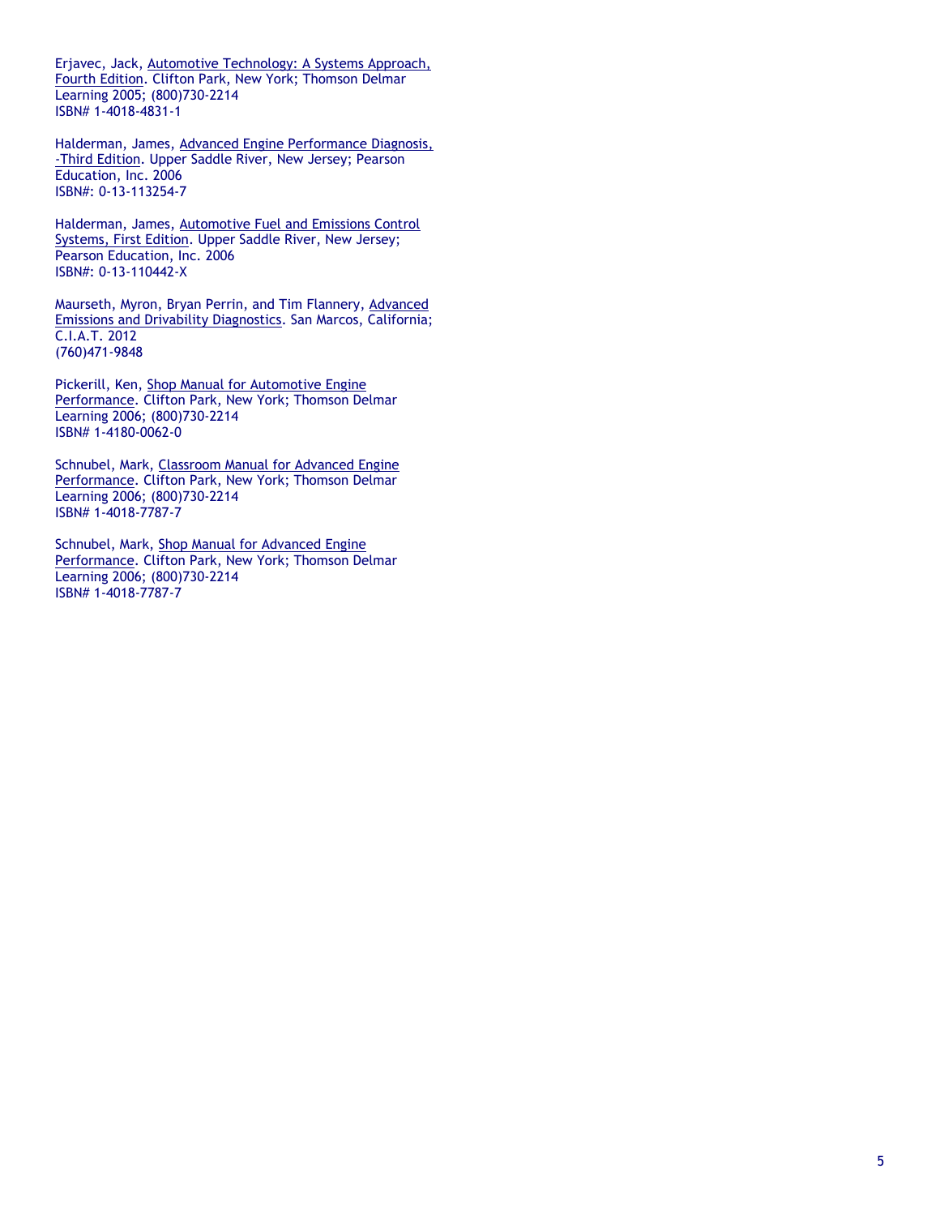Erjavec, Jack, Automotive Technology: A Systems Approach, Fourth Edition. Clifton Park, New York; Thomson Delmar Learning 2005; (800)730-2214
ISBN# 1-4018-4831-1

Halderman, James, Advanced Engine Performance Diagnosis, -Third Edition. Upper Saddle River, New Jersey; Pearson Education, Inc. 2006
ISBN#: 0-13-113254-7

Halderman, James, Automotive Fuel and Emissions Control Systems, First Edition. Upper Saddle River, New Jersey; Pearson Education, Inc. 2006
ISBN#: 0-13-110442-X

Maurseth, Myron, Bryan Perrin, and Tim Flannery, Advanced Emissions and Drivability Diagnostics. San Marcos, California; C.I.A.T. 2012
(760)471-9848

Pickerill, Ken, Shop Manual for Automotive Engine Performance. Clifton Park, New York; Thomson Delmar Learning 2006; (800)730-2214
ISBN# 1-4180-0062-0

Schnubel, Mark, Classroom Manual for Advanced Engine Performance. Clifton Park, New York; Thomson Delmar Learning 2006; (800)730-2214
ISBN# 1-4018-7787-7

Schnubel, Mark, Shop Manual for Advanced Engine Performance. Clifton Park, New York; Thomson Delmar Learning 2006; (800)730-2214
ISBN# 1-4018-7787-7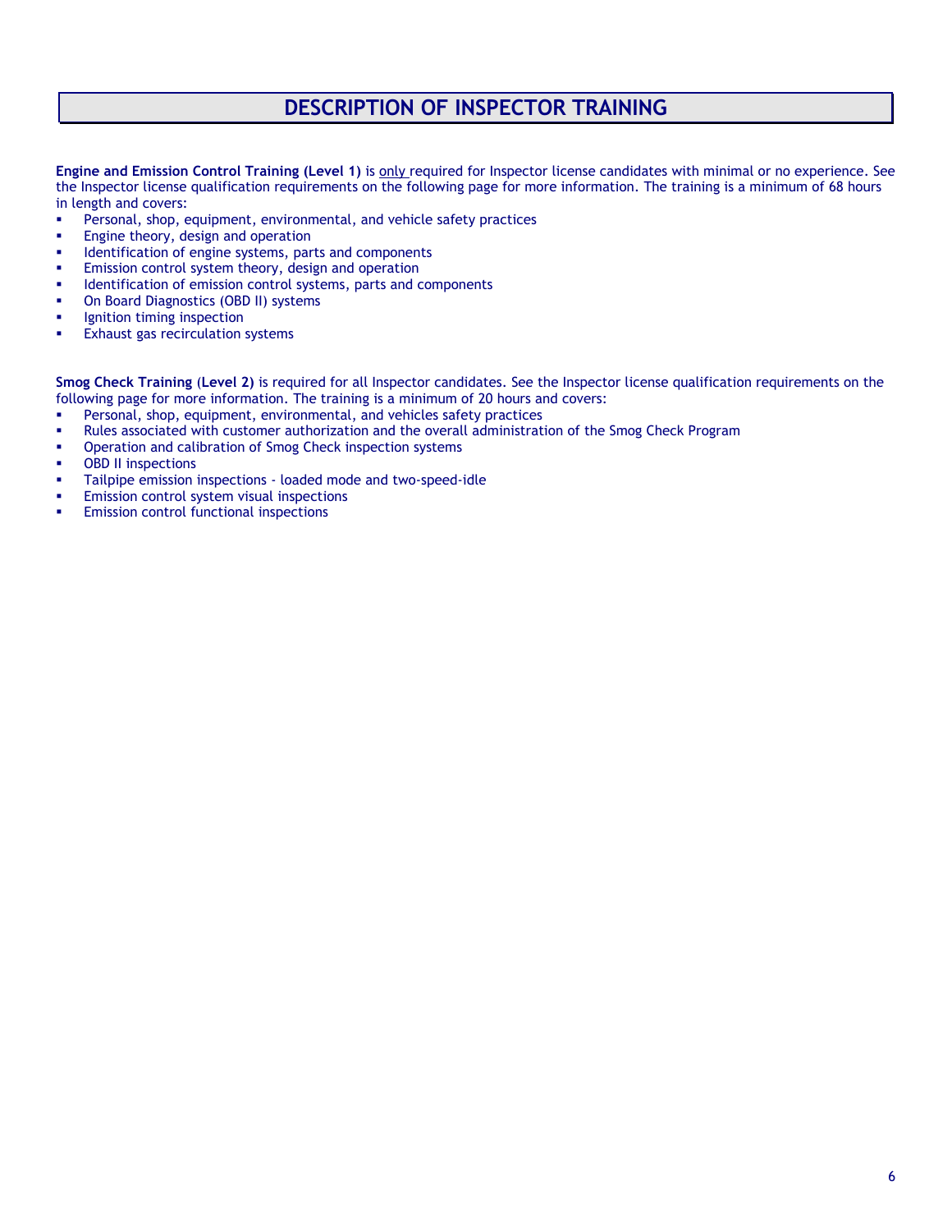# DESCRIPTION OF INSPECTOR TRAINING

**Engine and Emission Control Training (Level 1)** is only required for Inspector license candidates with minimal or no experience. See the Inspector license qualification requirements on the following page for more information. The training is a minimum of 68 hours in length and covers:

- Personal, shop, equipment, environmental, and vehicle safety practices
- Engine theory, design and operation
- Identification of engine systems, parts and components
- Emission control system theory, design and operation
- Identification of emission control systems, parts and components
- On Board Diagnostics (OBD II) systems
- Ignition timing inspection
- Exhaust gas recirculation systems

**Smog Check Training (Level 2)** is required for all Inspector candidates. See the Inspector license qualification requirements on the following page for more information. The training is a minimum of 20 hours and covers:

- Personal, shop, equipment, environmental, and vehicles safety practices
- Rules associated with customer authorization and the overall administration of the Smog Check Program
- Operation and calibration of Smog Check inspection systems
- OBD II inspections
- Tailpipe emission inspections - loaded mode and two-speed-idle
- Emission control system visual inspections
- Emission control functional inspections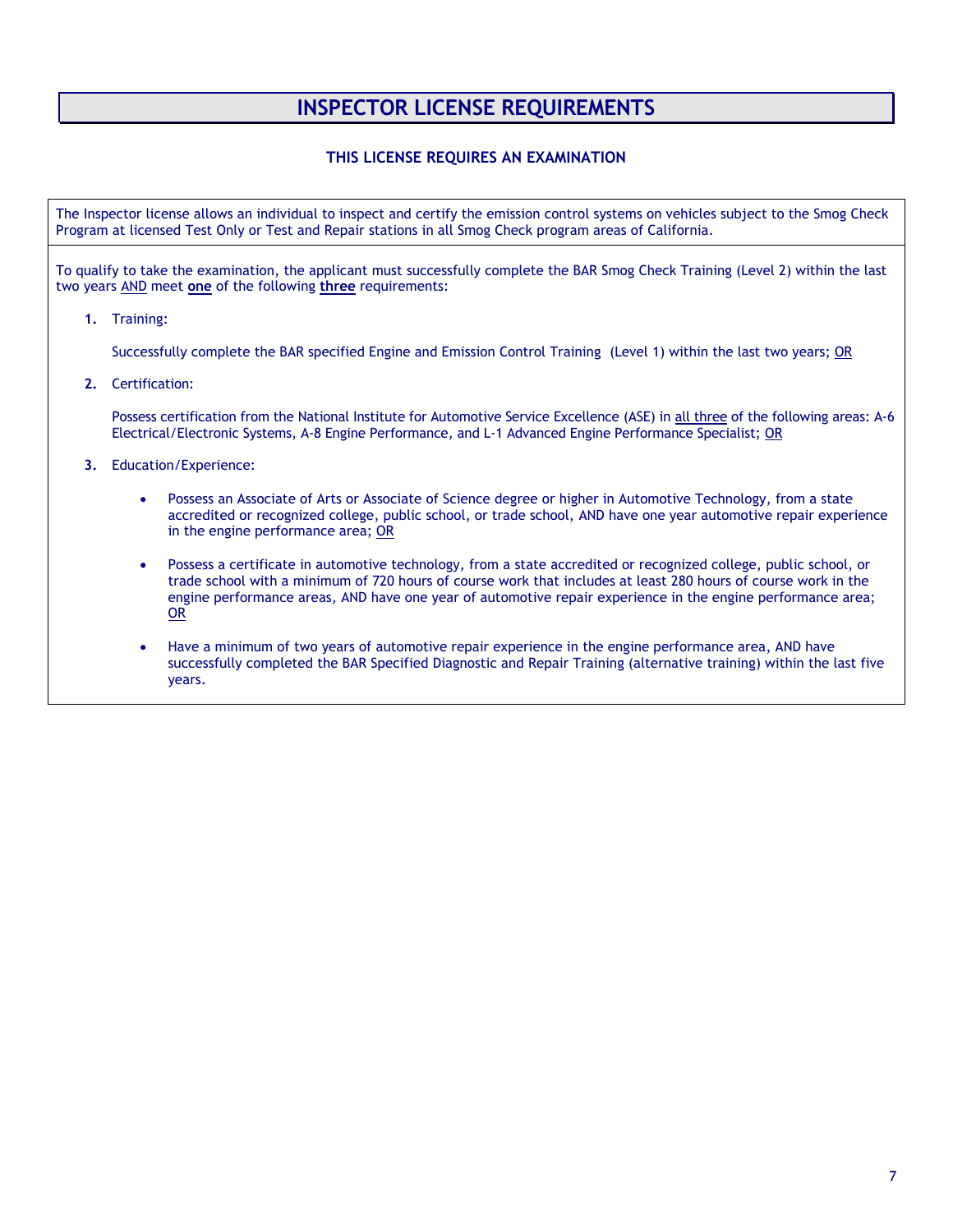# INSPECTOR LICENSE REQUIREMENTS

### THIS LICENSE REQUIRES AN EXAMINATION

The Inspector license allows an individual to inspect and certify the emission control systems on vehicles subject to the Smog Check Program at licensed Test Only or Test and Repair stations in all Smog Check program areas of California.

To qualify to take the examination, the applicant must successfully complete the BAR Smog Check Training (Level 2) within the last two years AND meet **one** of the following **three** requirements:

1. Training:

   Successfully complete the BAR specified Engine and Emission Control Training (Level 1) within the last two years; OR

2. Certification:

   Possess certification from the National Institute for Automotive Service Excellence (ASE) in all three of the following areas: A-6 Electrical/Electronic Systems, A-8 Engine Performance, and L-1 Advanced Engine Performance Specialist; OR

3. Education/Experience:

   - Possess an Associate of Arts or Associate of Science degree or higher in Automotive Technology, from a state accredited or recognized college, public school, or trade school, AND have one year automotive repair experience in the engine performance area; OR
   - Possess a certificate in automotive technology, from a state accredited or recognized college, public school, or trade school with a minimum of 720 hours of course work that includes at least 280 hours of course work in the engine performance areas, AND have one year of automotive repair experience in the engine performance area; OR
   - Have a minimum of two years of automotive repair experience in the engine performance area, AND have successfully completed the BAR Specified Diagnostic and Repair Training (alternative training) within the last five years.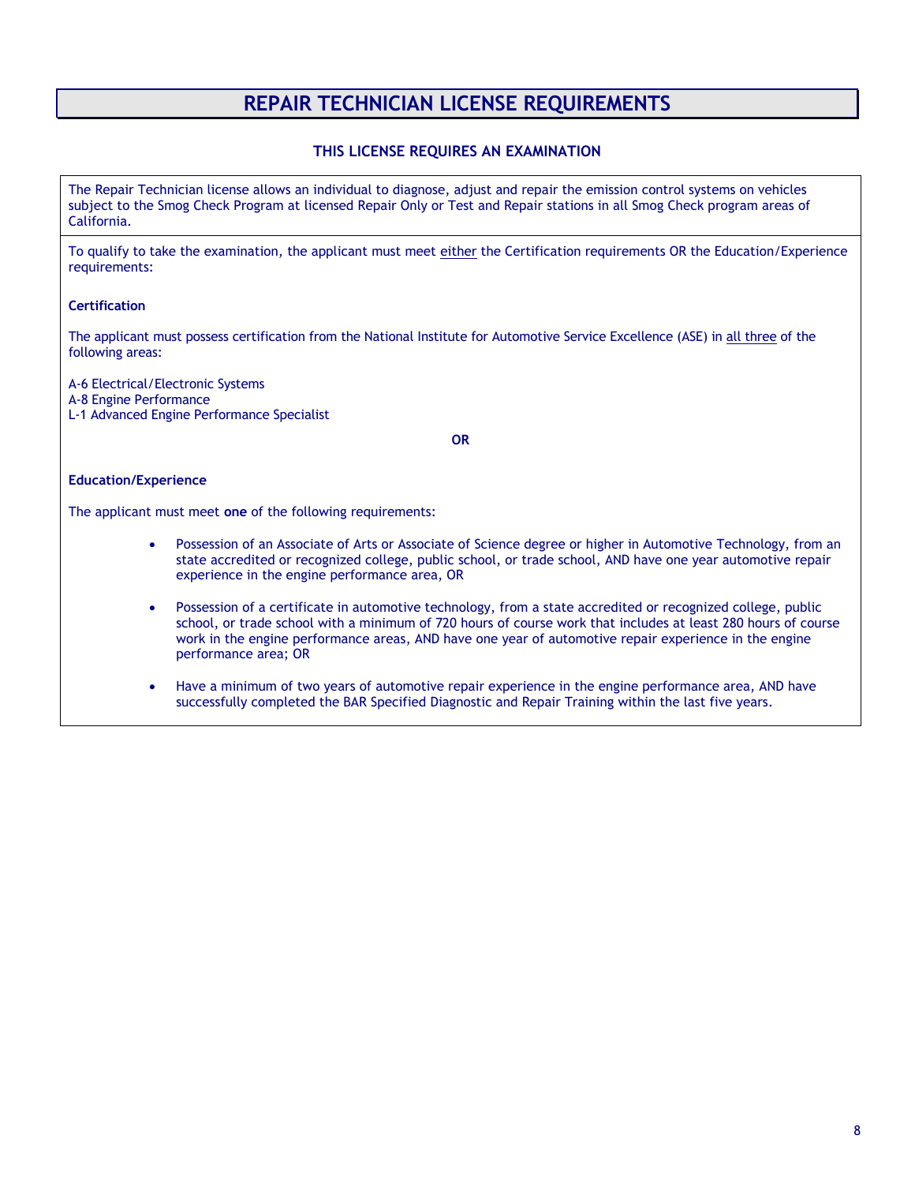# REPAIR TECHNICIAN LICENSE REQUIREMENTS

### THIS LICENSE REQUIRES AN EXAMINATION

The Repair Technician license allows an individual to diagnose, adjust and repair the emission control systems on vehicles subject to the Smog Check Program at licensed Repair Only or Test and Repair stations in all Smog Check program areas of California.

To qualify to take the examination, the applicant must meet either the Certification requirements OR the Education/Experience requirements:

**Certification**

The applicant must possess certification from the National Institute for Automotive Service Excellence (ASE) in all three of the following areas:

A-6 Electrical/Electronic Systems
A-8 Engine Performance
L-1 Advanced Engine Performance Specialist

**OR**

**Education/Experience**

The applicant must meet **one** of the following requirements:

- Possession of an Associate of Arts or Associate of Science degree or higher in Automotive Technology, from an state accredited or recognized college, public school, or trade school, AND have one year automotive repair experience in the engine performance area, OR
- Possession of a certificate in automotive technology, from a state accredited or recognized college, public school, or trade school with a minimum of 720 hours of course work that includes at least 280 hours of course work in the engine performance areas, AND have one year of automotive repair experience in the engine performance area; OR
- Have a minimum of two years of automotive repair experience in the engine performance area, AND have successfully completed the BAR Specified Diagnostic and Repair Training within the last five years.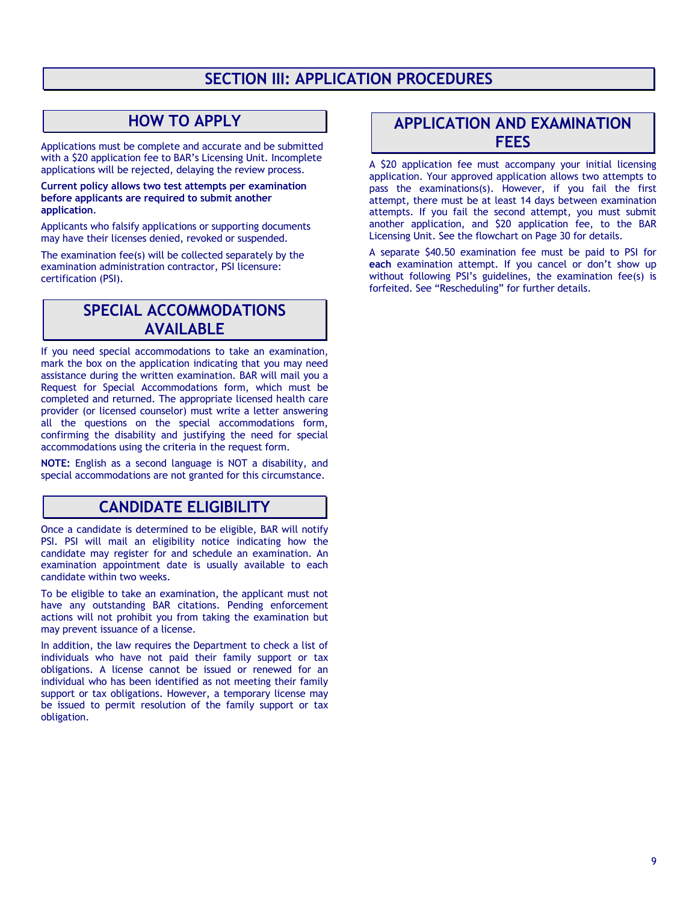# SECTION III: APPLICATION PROCEDURES

## HOW TO APPLY

Applications must be complete and accurate and be submitted with a $20 application fee to BAR's Licensing Unit. Incomplete applications will be rejected, delaying the review process.

**Current policy allows two test attempts per examination before applicants are required to submit another application.**

Applicants who falsify applications or supporting documents may have their licenses denied, revoked or suspended.

The examination fee(s) will be collected separately by the examination administration contractor, PSI licensure: certification (PSI).

## SPECIAL ACCOMMODATIONS AVAILABLE

If you need special accommodations to take an examination, mark the box on the application indicating that you may need assistance during the written examination. BAR will mail you a Request for Special Accommodations form, which must be completed and returned. The appropriate licensed health care provider (or licensed counselor) must write a letter answering all the questions on the special accommodations form, confirming the disability and justifying the need for special accommodations using the criteria in the request form.

**NOTE:** English as a second language is NOT a disability, and special accommodations are not granted for this circumstance.

## CANDIDATE ELIGIBILITY

Once a candidate is determined to be eligible, BAR will notify PSI. PSI will mail an eligibility notice indicating how the candidate may register for and schedule an examination. An examination appointment date is usually available to each candidate within two weeks.

To be eligible to take an examination, the applicant must not have any outstanding BAR citations. Pending enforcement actions will not prohibit you from taking the examination but may prevent issuance of a license.

In addition, the law requires the Department to check a list of individuals who have not paid their family support or tax obligations. A license cannot be issued or renewed for an individual who has been identified as not meeting their family support or tax obligations. However, a temporary license may be issued to permit resolution of the family support or tax obligation.

## APPLICATION AND EXAMINATION FEES

A $20 application fee must accompany your initial licensing application. Your approved application allows two attempts to pass the examinations(s). However, if you fail the first attempt, there must be at least 14 days between examination attempts. If you fail the second attempt, you must submit another application, and $20 application fee, to the BAR Licensing Unit. See the flowchart on Page 30 for details.

A separate $40.50 examination fee must be paid to PSI for **each** examination attempt. If you cancel or don't show up without following PSI's guidelines, the examination fee(s) is forfeited. See "Rescheduling" for further details.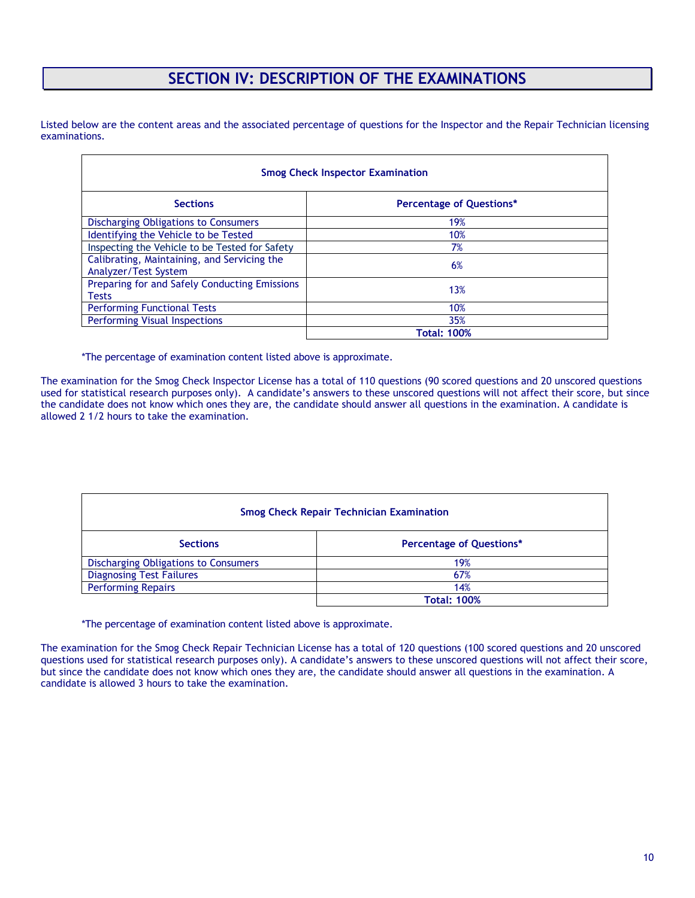# SECTION IV: DESCRIPTION OF THE EXAMINATIONS

Listed below are the content areas and the associated percentage of questions for the Inspector and the Repair Technician licensing examinations.

**Smog Check Inspector Examination**

| Sections | Percentage of Questions* |
|---|---|
| Discharging Obligations to Consumers | 19% |
| Identifying the Vehicle to be Tested | 10% |
| Inspecting the Vehicle to be Tested for Safety | 7% |
| Calibrating, Maintaining, and Servicing the Analyzer/Test System | 6% |
| Preparing for and Safely Conducting Emissions Tests | 13% |
| Performing Functional Tests | 10% |
| Performing Visual Inspections | 35% |
| | **Total: 100%** |

*The percentage of examination content listed above is approximate.

The examination for the Smog Check Inspector License has a total of 110 questions (90 scored questions and 20 unscored questions used for statistical research purposes only). A candidate's answers to these unscored questions will not affect their score, but since the candidate does not know which ones they are, the candidate should answer all questions in the examination. A candidate is allowed 2 1/2 hours to take the examination.

**Smog Check Repair Technician Examination**

| Sections | Percentage of Questions* |
|---|---|
| Discharging Obligations to Consumers | 19% |
| Diagnosing Test Failures | 67% |
| Performing Repairs | 14% |
| | **Total: 100%** |

*The percentage of examination content listed above is approximate.

The examination for the Smog Check Repair Technician License has a total of 120 questions (100 scored questions and 20 unscored questions used for statistical research purposes only). A candidate's answers to these unscored questions will not affect their score, but since the candidate does not know which ones they are, the candidate should answer all questions in the examination. A candidate is allowed 3 hours to take the examination.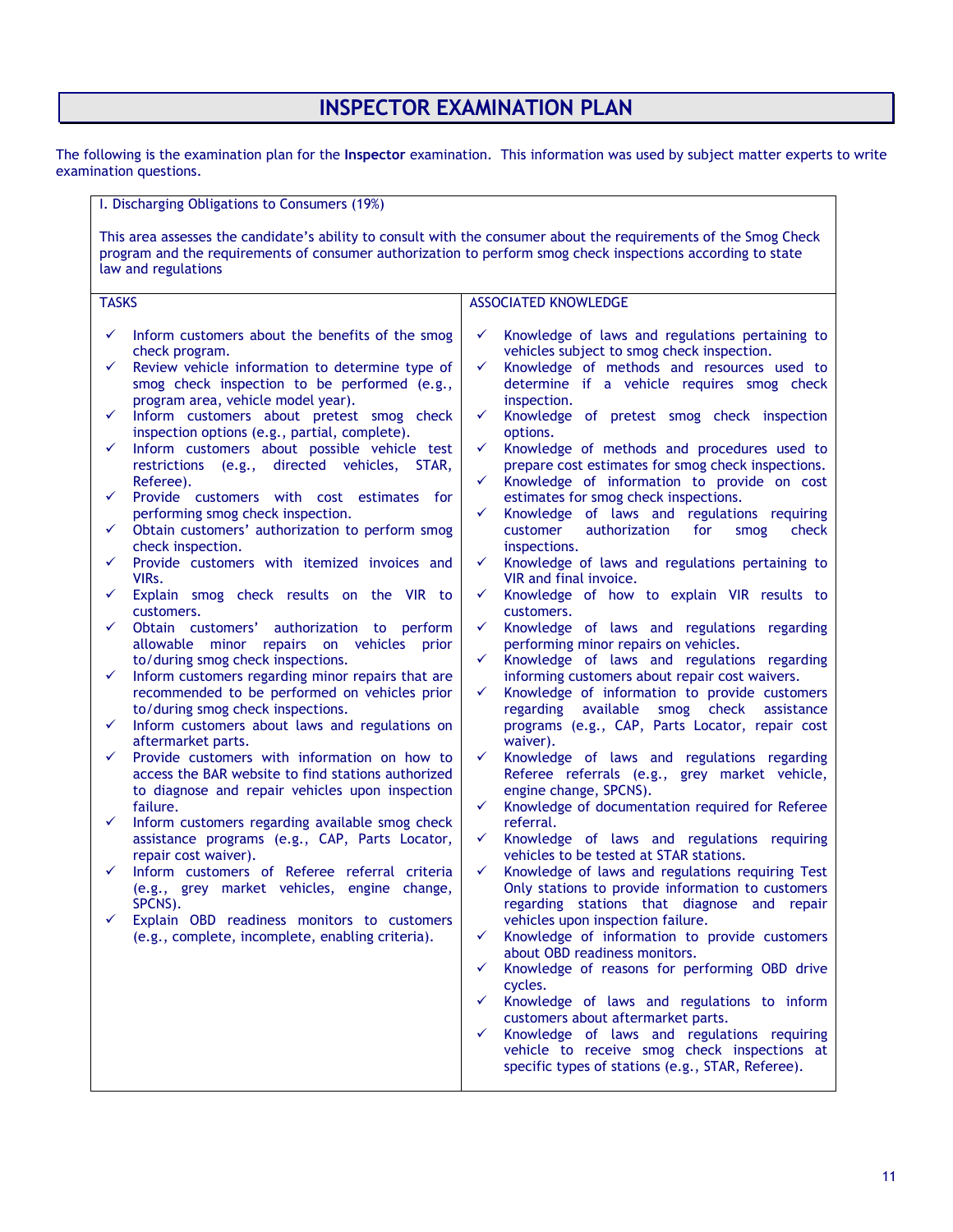# INSPECTOR EXAMINATION PLAN

The following is the examination plan for the **Inspector** examination. This information was used by subject matter experts to write examination questions.

## I. Discharging Obligations to Consumers (19%)

This area assesses the candidate's ability to consult with the consumer about the requirements of the Smog Check program and the requirements of consumer authorization to perform smog check inspections according to state law and regulations

| TASKS | ASSOCIATED KNOWLEDGE |
|---|---|
| ✓ Inform customers about the benefits of the smog check program.<br>✓ Review vehicle information to determine type of smog check inspection to be performed (e.g., program area, vehicle model year).<br>✓ Inform customers about pretest smog check inspection options (e.g., partial, complete).<br>✓ Inform customers about possible vehicle test restrictions (e.g., directed vehicles, STAR, Referee).<br>✓ Provide customers with cost estimates for performing smog check inspection.<br>✓ Obtain customers' authorization to perform smog check inspection.<br>✓ Provide customers with itemized invoices and VIRs.<br>✓ Explain smog check results on the VIR to customers.<br>✓ Obtain customers' authorization to perform allowable minor repairs on vehicles prior to/during smog check inspections.<br>✓ Inform customers regarding minor repairs that are recommended to be performed on vehicles prior to/during smog check inspections.<br>✓ Inform customers about laws and regulations on aftermarket parts.<br>✓ Provide customers with information on how to access the BAR website to find stations authorized to diagnose and repair vehicles upon inspection failure.<br>✓ Inform customers regarding available smog check assistance programs (e.g., CAP, Parts Locator, repair cost waiver).<br>✓ Inform customers of Referee referral criteria (e.g., grey market vehicles, engine change, SPCNS).<br>✓ Explain OBD readiness monitors to customers (e.g., complete, incomplete, enabling criteria). | ✓ Knowledge of laws and regulations pertaining to vehicles subject to smog check inspection.<br>✓ Knowledge of methods and resources used to determine if a vehicle requires smog check inspection.<br>✓ Knowledge of pretest smog check inspection options.<br>✓ Knowledge of methods and procedures used to prepare cost estimates for smog check inspections.<br>✓ Knowledge of information to provide on cost estimates for smog check inspections.<br>✓ Knowledge of laws and regulations requiring customer authorization for smog check inspections.<br>✓ Knowledge of laws and regulations pertaining to VIR and final invoice.<br>✓ Knowledge of how to explain VIR results to customers.<br>✓ Knowledge of laws and regulations regarding performing minor repairs on vehicles.<br>✓ Knowledge of laws and regulations regarding informing customers about repair cost waivers.<br>✓ Knowledge of information to provide customers regarding available smog check assistance programs (e.g., CAP, Parts Locator, repair cost waiver).<br>✓ Knowledge of laws and regulations regarding Referee referrals (e.g., grey market vehicle, engine change, SPCNS).<br>✓ Knowledge of documentation required for Referee referral.<br>✓ Knowledge of laws and regulations requiring vehicles to be tested at STAR stations.<br>✓ Knowledge of laws and regulations requiring Test Only stations to provide information to customers regarding stations that diagnose and repair vehicles upon inspection failure.<br>✓ Knowledge of information to provide customers about OBD readiness monitors.<br>✓ Knowledge of reasons for performing OBD drive cycles.<br>✓ Knowledge of laws and regulations to inform customers about aftermarket parts.<br>✓ Knowledge of laws and regulations requiring vehicle to receive smog check inspections at specific types of stations (e.g., STAR, Referee). |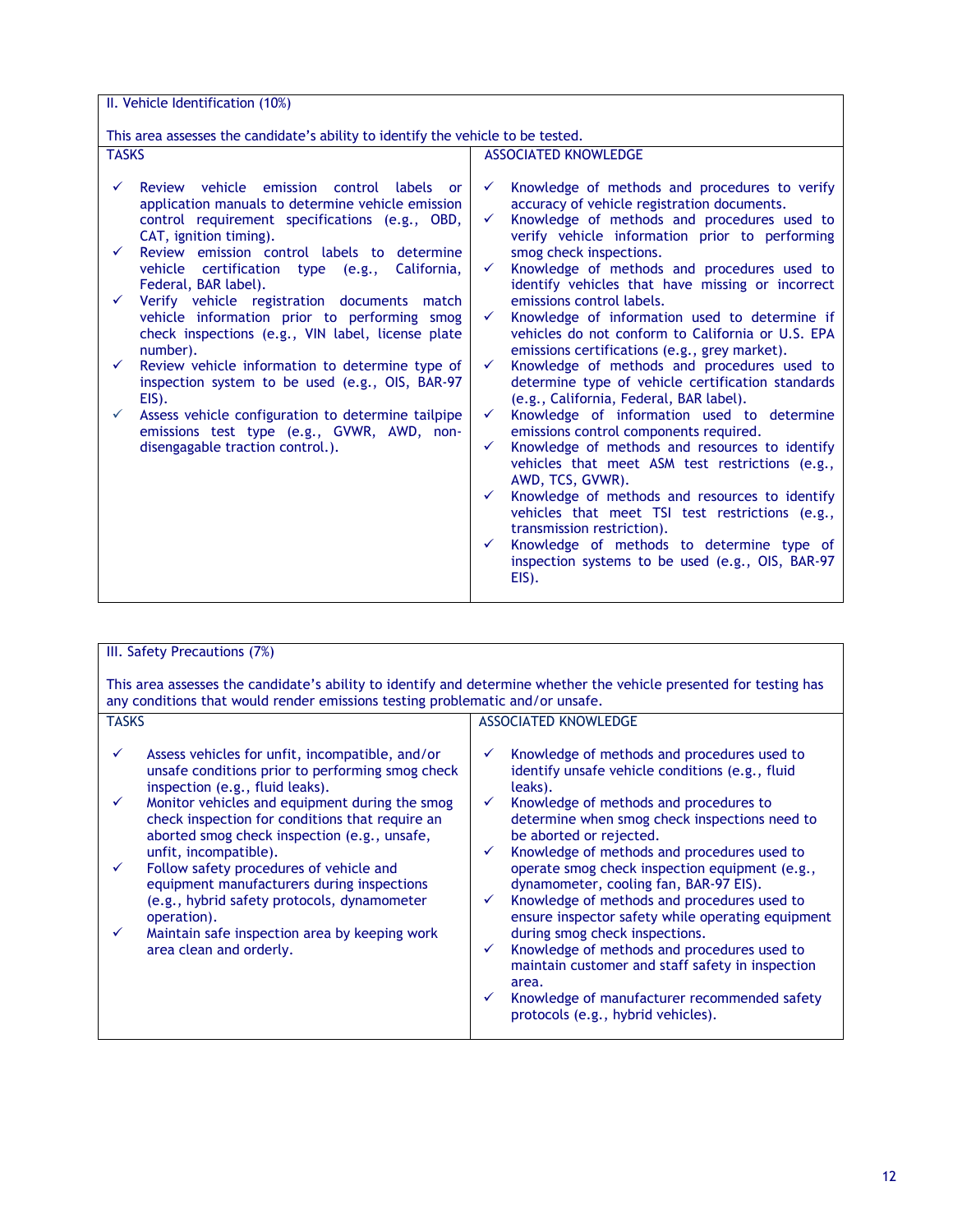## II. Vehicle Identification (10%)

This area assesses the candidate's ability to identify the vehicle to be tested.

| TASKS | ASSOCIATED KNOWLEDGE |
|---|---|
| ✓ Review vehicle emission control labels or application manuals to determine vehicle emission control requirement specifications (e.g., OBD, CAT, ignition timing).<br>✓ Review emission control labels to determine vehicle certification type (e.g., California, Federal, BAR label).<br>✓ Verify vehicle registration documents match vehicle information prior to performing smog check inspections (e.g., VIN label, license plate number).<br>✓ Review vehicle information to determine type of inspection system to be used (e.g., OIS, BAR-97 EIS).<br>✓ Assess vehicle configuration to determine tailpipe emissions test type (e.g., GVWR, AWD, non-disengagable traction control.). | ✓ Knowledge of methods and procedures to verify accuracy of vehicle registration documents.<br>✓ Knowledge of methods and procedures used to verify vehicle information prior to performing smog check inspections.<br>✓ Knowledge of methods and procedures used to identify vehicles that have missing or incorrect emissions control labels.<br>✓ Knowledge of information used to determine if vehicles do not conform to California or U.S. EPA emissions certifications (e.g., grey market).<br>✓ Knowledge of methods and procedures used to determine type of vehicle certification standards (e.g., California, Federal, BAR label).<br>✓ Knowledge of information used to determine emissions control components required.<br>✓ Knowledge of methods and resources to identify vehicles that meet ASM test restrictions (e.g., AWD, TCS, GVWR).<br>✓ Knowledge of methods and resources to identify vehicles that meet TSI test restrictions (e.g., transmission restriction).<br>✓ Knowledge of methods to determine type of inspection systems to be used (e.g., OIS, BAR-97 EIS). |

## III. Safety Precautions (7%)

This area assesses the candidate's ability to identify and determine whether the vehicle presented for testing has any conditions that would render emissions testing problematic and/or unsafe.

| TASKS | ASSOCIATED KNOWLEDGE |
|---|---|
| ✓ Assess vehicles for unfit, incompatible, and/or unsafe conditions prior to performing smog check inspection (e.g., fluid leaks).<br>✓ Monitor vehicles and equipment during the smog check inspection for conditions that require an aborted smog check inspection (e.g., unsafe, unfit, incompatible).<br>✓ Follow safety procedures of vehicle and equipment manufacturers during inspections (e.g., hybrid safety protocols, dynamometer operation).<br>✓ Maintain safe inspection area by keeping work area clean and orderly. | ✓ Knowledge of methods and procedures used to identify unsafe vehicle conditions (e.g., fluid leaks).<br>✓ Knowledge of methods and procedures to determine when smog check inspections need to be aborted or rejected.<br>✓ Knowledge of methods and procedures used to operate smog check inspection equipment (e.g., dynamometer, cooling fan, BAR-97 EIS).<br>✓ Knowledge of methods and procedures used to ensure inspector safety while operating equipment during smog check inspections.<br>✓ Knowledge of methods and procedures used to maintain customer and staff safety in inspection area.<br>✓ Knowledge of manufacturer recommended safety protocols (e.g., hybrid vehicles). |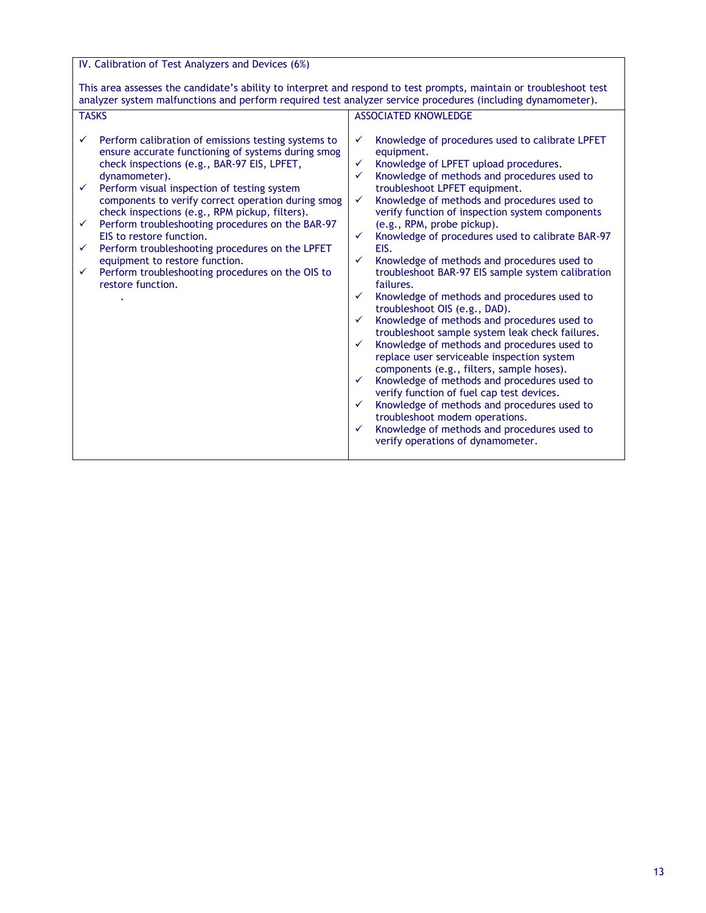| IV. Calibration of Test Analyzers and Devices (6%)<br><br>This area assesses the candidate's ability to interpret and respond to test prompts, maintain or troubleshoot test analyzer system malfunctions and perform required test analyzer service procedures (including dynamometer). | |
|---|---|
| TASKS | ASSOCIATED KNOWLEDGE |
| ✓ Perform calibration of emissions testing systems to ensure accurate functioning of systems during smog check inspections (e.g., BAR-97 EIS, LPFET, dynamometer).<br>✓ Perform visual inspection of testing system components to verify correct operation during smog check inspections (e.g., RPM pickup, filters).<br>✓ Perform troubleshooting procedures on the BAR-97 EIS to restore function.<br>✓ Perform troubleshooting procedures on the LPFET equipment to restore function.<br>✓ Perform troubleshooting procedures on the OIS to restore function.<br>. | ✓ Knowledge of procedures used to calibrate LPFET equipment.<br>✓ Knowledge of LPFET upload procedures.<br>✓ Knowledge of methods and procedures used to troubleshoot LPFET equipment.<br>✓ Knowledge of methods and procedures used to verify function of inspection system components (e.g., RPM, probe pickup).<br>✓ Knowledge of procedures used to calibrate BAR-97 EIS.<br>✓ Knowledge of methods and procedures used to troubleshoot BAR-97 EIS sample system calibration failures.<br>✓ Knowledge of methods and procedures used to troubleshoot OIS (e.g., DAD).<br>✓ Knowledge of methods and procedures used to troubleshoot sample system leak check failures.<br>✓ Knowledge of methods and procedures used to replace user serviceable inspection system components (e.g., filters, sample hoses).<br>✓ Knowledge of methods and procedures used to verify function of fuel cap test devices.<br>✓ Knowledge of methods and procedures used to troubleshoot modem operations.<br>✓ Knowledge of methods and procedures used to verify operations of dynamometer. |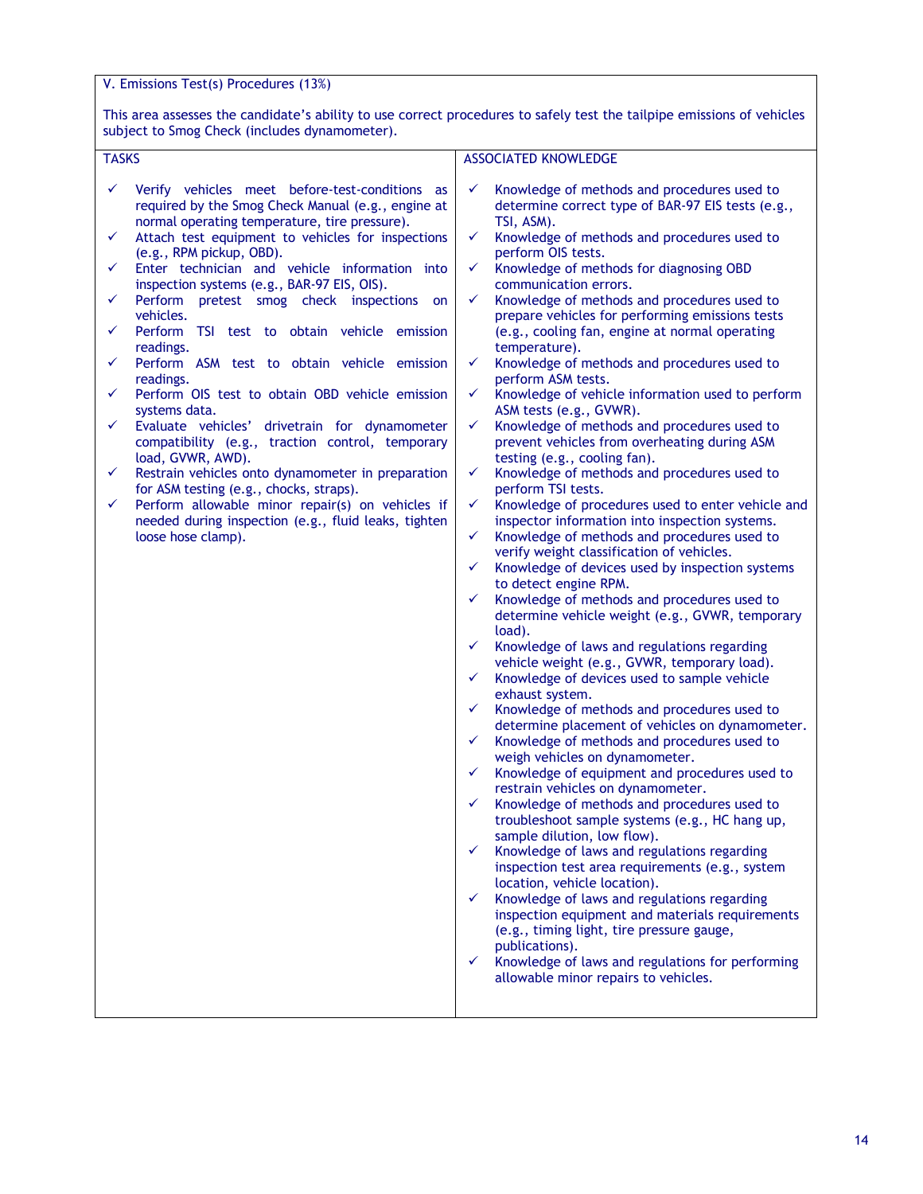## V. Emissions Test(s) Procedures (13%)

This area assesses the candidate's ability to use correct procedures to safely test the tailpipe emissions of vehicles subject to Smog Check (includes dynamometer).

| TASKS | ASSOCIATED KNOWLEDGE |
|---|---|
| ✓ Verify vehicles meet before-test-conditions as required by the Smog Check Manual (e.g., engine at normal operating temperature, tire pressure).<br>✓ Attach test equipment to vehicles for inspections (e.g., RPM pickup, OBD).<br>✓ Enter technician and vehicle information into inspection systems (e.g., BAR-97 EIS, OIS).<br>✓ Perform pretest smog check inspections on vehicles.<br>✓ Perform TSI test to obtain vehicle emission readings.<br>✓ Perform ASM test to obtain vehicle emission readings.<br>✓ Perform OIS test to obtain OBD vehicle emission systems data.<br>✓ Evaluate vehicles' drivetrain for dynamometer compatibility (e.g., traction control, temporary load, GVWR, AWD).<br>✓ Restrain vehicles onto dynamometer in preparation for ASM testing (e.g., chocks, straps).<br>✓ Perform allowable minor repair(s) on vehicles if needed during inspection (e.g., fluid leaks, tighten loose hose clamp). | ✓ Knowledge of methods and procedures used to determine the correct type of BAR-97 EIS tests (e.g., TSI, ASM).<br>✓ Knowledge of methods and procedures used to perform OIS tests.<br>✓ Knowledge of methods for diagnosing OBD communication errors.<br>✓ Knowledge of methods and procedures used to prepare vehicles for performing emissions tests (e.g., cooling fan, engine at normal operating temperature).<br>✓ Knowledge of methods and procedures used to perform ASM tests.<br>✓ Knowledge of vehicle information used to perform ASM tests (e.g., GVWR).<br>✓ Knowledge of methods and procedures used to prevent vehicles from overheating during ASM testing (e.g., cooling fan).<br>✓ Knowledge of methods and procedures used to perform TSI tests.<br>✓ Knowledge of procedures used to enter vehicle and inspector information into inspection systems.<br>✓ Knowledge of methods and procedures used to verify weight classification of vehicles.<br>✓ Knowledge of devices used by inspection systems to detect engine RPM.<br>✓ Knowledge of methods and procedures used to determine vehicle weight (e.g., GVWR, temporary load).<br>✓ Knowledge of laws and regulations regarding vehicle weight (e.g., GVWR, temporary load).<br>✓ Knowledge of devices used to sample vehicle exhaust system.<br>✓ Knowledge of methods and procedures used to determine placement of vehicles on dynamometer.<br>✓ Knowledge of methods and procedures used to weigh vehicles on dynamometer.<br>✓ Knowledge of equipment and procedures used to restrain vehicles on dynamometer.<br>✓ Knowledge of methods and procedures used to troubleshoot sample systems (e.g., HC hang up, sample dilution, low flow).<br>✓ Knowledge of laws and regulations regarding inspection test area requirements (e.g., system location, vehicle location).<br>✓ Knowledge of laws and regulations regarding inspection equipment and materials requirements (e.g., timing light, tire pressure gauge, publications).<br>✓ Knowledge of laws and regulations for performing allowable minor repairs to vehicles. |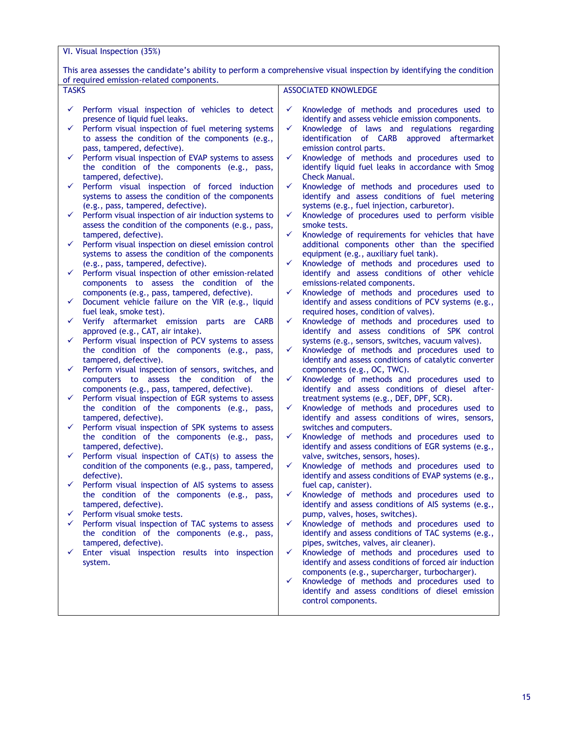## VI. Visual Inspection (35%)

This area assesses the candidate's ability to perform a comprehensive visual inspection by identifying the condition of required emission-related components.

| TASKS | ASSOCIATED KNOWLEDGE |
| --- | --- |
| ✓ Perform visual inspection of vehicles to detect presence of liquid fuel leaks.<br>✓ Perform visual inspection of fuel metering systems to assess the condition of the components (e.g., pass, tampered, defective).<br>✓ Perform visual inspection of EVAP systems to assess the condition of the components (e.g., pass, tampered, defective).<br>✓ Perform visual inspection of forced induction systems to assess the condition of the components (e.g., pass, tampered, defective).<br>✓ Perform visual inspection of air induction systems to assess the condition of the components (e.g., pass, tampered, defective).<br>✓ Perform visual inspection on diesel emission control systems to assess the condition of the components (e.g., pass, tampered, defective).<br>✓ Perform visual inspection of other emission-related components to assess the condition of the components (e.g., pass, tampered, defective).<br>✓ Document vehicle failure on the VIR (e.g., liquid fuel leak, smoke test).<br>✓ Verify aftermarket emission parts are CARB approved (e.g., CAT, air intake).<br>✓ Perform visual inspection of PCV systems to assess the condition of the components (e.g., pass, tampered, defective).<br>✓ Perform visual inspection of sensors, switches, and computers to assess the condition of the components (e.g., pass, tampered, defective).<br>✓ Perform visual inspection of EGR systems to assess the condition of the components (e.g., pass, tampered, defective).<br>✓ Perform visual inspection of SPK systems to assess the condition of the components (e.g., pass, tampered, defective).<br>✓ Perform visual inspection of CAT(s) to assess the condition of the components (e.g., pass, tampered, defective).<br>✓ Perform visual inspection of AIS systems to assess the condition of the components (e.g., pass, tampered, defective).<br>✓ Perform visual smoke tests.<br>✓ Perform visual inspection of TAC systems to assess the condition of the components (e.g., pass, tampered, defective).<br>✓ Enter visual inspection results into inspection system. | ✓ Knowledge of methods and procedures used to identify and assess vehicle emission components.<br>✓ Knowledge of laws and regulations regarding identification of CARB approved aftermarket emission control parts.<br>✓ Knowledge of methods and procedures used to identify liquid fuel leaks in accordance with Smog Check Manual.<br>✓ Knowledge of methods and procedures used to identify and assess conditions of fuel metering systems (e.g., fuel injection, carburetor).<br>✓ Knowledge of procedures used to perform visible smoke tests.<br>✓ Knowledge of requirements for vehicles that have additional components other than the specified equipment (e.g., auxiliary fuel tank).<br>✓ Knowledge of methods and procedures used to identify and assess conditions of other vehicle emissions-related components.<br>✓ Knowledge of methods and procedures used to identify and assess conditions of PCV systems (e.g., required hoses, condition of valves).<br>✓ Knowledge of methods and procedures used to identify and assess conditions of SPK control systems (e.g., sensors, switches, vacuum valves).<br>✓ Knowledge of methods and procedures used to identify and assess conditions of catalytic converter components (e.g., OC, TWC).<br>✓ Knowledge of methods and procedures used to identify and assess conditions of diesel after-treatment systems (e.g., DEF, DPF, SCR).<br>✓ Knowledge of methods and procedures used to identify and assess conditions of wires, sensors, switches and computers.<br>✓ Knowledge of methods and procedures used to identify and assess conditions of EGR systems (e.g., valve, switches, sensors, hoses).<br>✓ Knowledge of methods and procedures used to identify and assess conditions of EVAP systems (e.g., fuel cap, canister).<br>✓ Knowledge of methods and procedures used to identify and assess conditions of AIS systems (e.g., pump, valves, hoses, switches).<br>✓ Knowledge of methods and procedures used to identify and assess conditions of TAC systems (e.g., pipes, switches, valves, air cleaner).<br>✓ Knowledge of methods and procedures used to identify and assess conditions of forced air induction components (e.g., supercharger, turbocharger).<br>✓ Knowledge of methods and procedures used to identify and assess conditions of diesel emission control components. |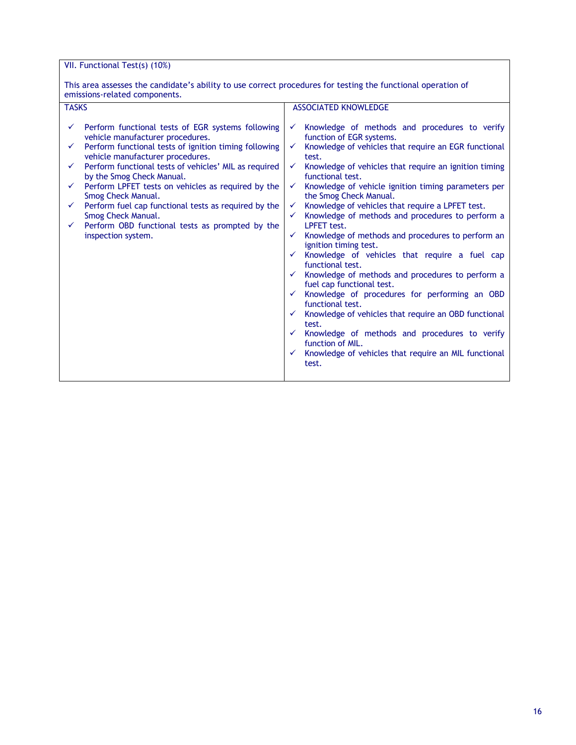| VII. Functional Test(s) (10%)<br><br>This area assesses the candidate's ability to use correct procedures for testing the functional operation of emissions-related components. | |
|---|---|
| TASKS | ASSOCIATED KNOWLEDGE |
| ✓ Perform functional tests of EGR systems following vehicle manufacturer procedures.<br>✓ Perform functional tests of ignition timing following vehicle manufacturer procedures.<br>✓ Perform functional tests of vehicles' MIL as required by the Smog Check Manual.<br>✓ Perform LPFET tests on vehicles as required by the Smog Check Manual.<br>✓ Perform fuel cap functional tests as required by the Smog Check Manual.<br>✓ Perform OBD functional tests as prompted by the inspection system. | ✓ Knowledge of methods and procedures to verify function of EGR systems.<br>✓ Knowledge of vehicles that require an EGR functional test.<br>✓ Knowledge of vehicles that require an ignition timing functional test.<br>✓ Knowledge of vehicle ignition timing parameters per the Smog Check Manual.<br>✓ Knowledge of vehicles that require a LPFET test.<br>✓ Knowledge of methods and procedures to perform a LPFET test.<br>✓ Knowledge of methods and procedures to perform an ignition timing test.<br>✓ Knowledge of vehicles that require a fuel cap functional test.<br>✓ Knowledge of methods and procedures to perform a fuel cap functional test.<br>✓ Knowledge of procedures for performing an OBD functional test.<br>✓ Knowledge of vehicles that require an OBD functional test.<br>✓ Knowledge of methods and procedures to verify function of MIL.<br>✓ Knowledge of vehicles that require an MIL functional test. |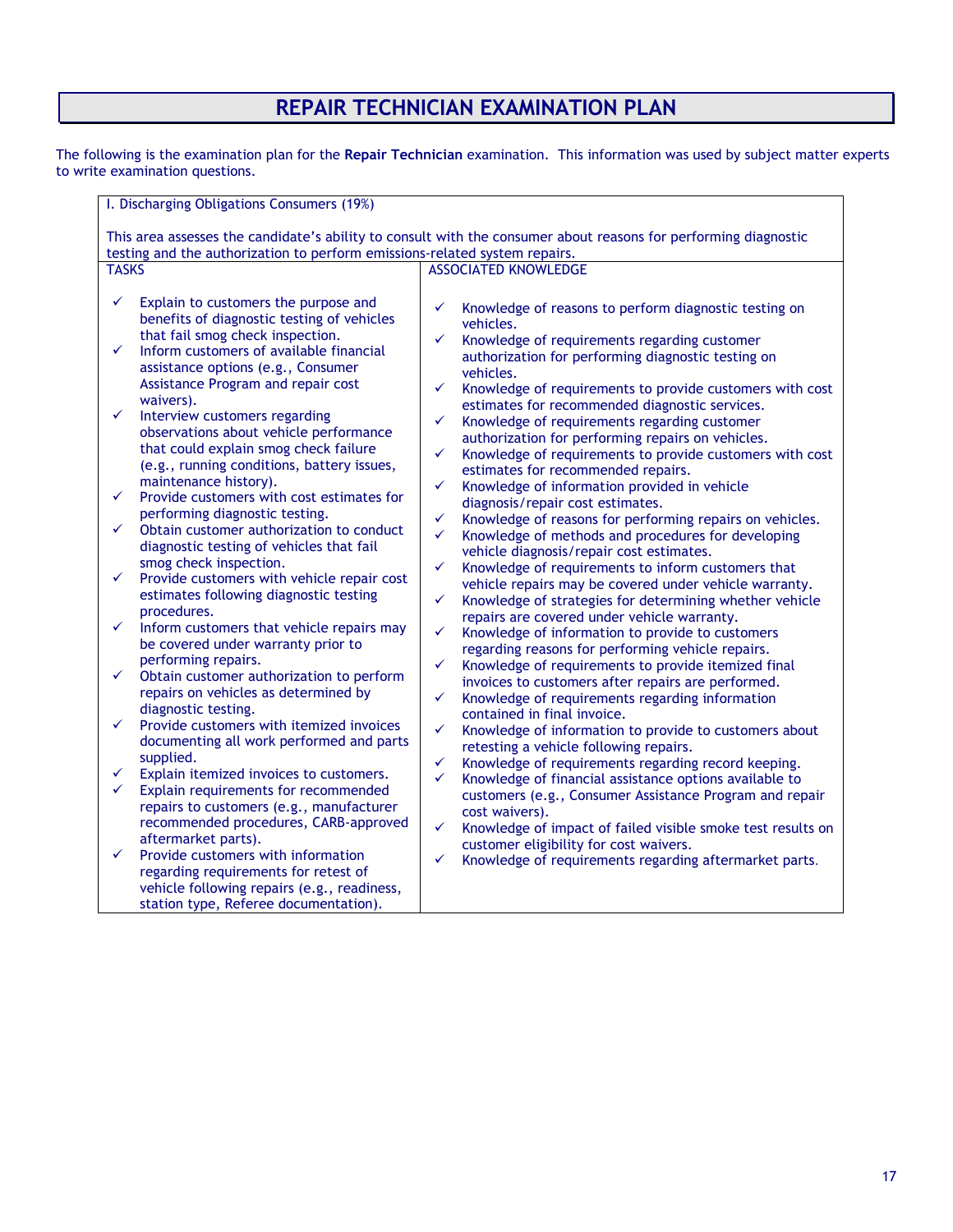# REPAIR TECHNICIAN EXAMINATION PLAN

The following is the examination plan for the **Repair Technician** examination. This information was used by subject matter experts to write examination questions.

| I. Discharging Obligations Consumers (19%)<br><br>This area assesses the candidate's ability to consult with the consumer about reasons for performing diagnostic testing and the authorization to perform emissions-related system repairs. | |
|---|---|
| TASKS | ASSOCIATED KNOWLEDGE |
| ✓ Explain to customers the purpose and benefits of diagnostic testing of vehicles that fail smog check inspection.<br>✓ Inform customers of available financial assistance options (e.g., Consumer Assistance Program and repair cost waivers).<br>✓ Interview customers regarding observations about vehicle performance that could explain smog check failure (e.g., running conditions, battery issues, maintenance history).<br>✓ Provide customers with cost estimates for performing diagnostic testing.<br>✓ Obtain customer authorization to conduct diagnostic testing of vehicles that fail smog check inspection.<br>✓ Provide customers with vehicle repair cost estimates following diagnostic testing procedures.<br>✓ Inform customers that vehicle repairs may be covered under warranty prior to performing repairs.<br>✓ Obtain customer authorization to perform repairs on vehicles as determined by diagnostic testing.<br>✓ Provide customers with itemized invoices documenting all work performed and parts supplied.<br>✓ Explain itemized invoices to customers.<br>✓ Explain requirements for recommended repairs to customers (e.g., manufacturer recommended procedures, CARB-approved aftermarket parts).<br>✓ Provide customers with information regarding requirements for retest of vehicle following repairs (e.g., readiness, station type, Referee documentation). | ✓ Knowledge of reasons to perform diagnostic testing on vehicles.<br>✓ Knowledge of requirements regarding customer authorization for performing diagnostic testing on vehicles.<br>✓ Knowledge of requirements to provide customers with cost estimates for recommended diagnostic services.<br>✓ Knowledge of requirements regarding customer authorization for performing repairs on vehicles.<br>✓ Knowledge of requirements to provide customers with cost estimates for recommended repairs.<br>✓ Knowledge of information provided in vehicle diagnosis/repair cost estimates.<br>✓ Knowledge of reasons for performing repairs on vehicles.<br>✓ Knowledge of methods and procedures for developing vehicle diagnosis/repair cost estimates.<br>✓ Knowledge of requirements to inform customers that vehicle repairs may be covered under vehicle warranty.<br>✓ Knowledge of strategies for determining whether vehicle repairs are covered under vehicle warranty.<br>✓ Knowledge of information to provide to customers regarding reasons for performing vehicle repairs.<br>✓ Knowledge of requirements to provide itemized final invoices to customers after repairs are performed.<br>✓ Knowledge of requirements regarding information contained in final invoice.<br>✓ Knowledge of information to provide to customers about retesting a vehicle following repairs.<br>✓ Knowledge of requirements regarding record keeping.<br>✓ Knowledge of financial assistance options available to customers (e.g., Consumer Assistance Program and repair cost waivers).<br>✓ Knowledge of impact of failed visible smoke test results on customer eligibility for cost waivers.<br>✓ Knowledge of requirements regarding aftermarket parts. |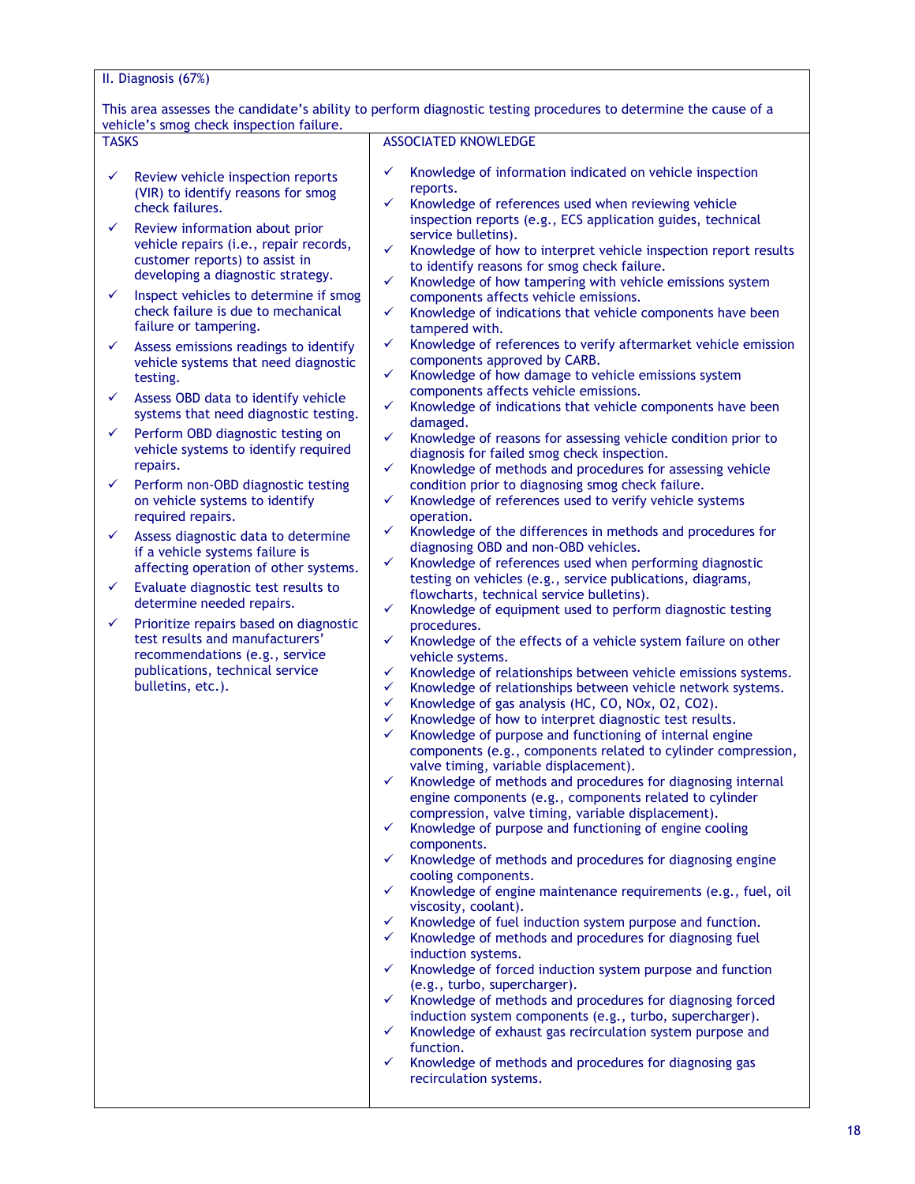II. Diagnosis (67%)

This area assesses the candidate's ability to perform diagnostic testing procedures to determine the cause of a vehicle's smog check inspection failure.

| TASKS | ASSOCIATED KNOWLEDGE |
| --- | --- |
| ✓ Review vehicle inspection reports (VIR) to identify reasons for smog check failures.<br>✓ Review information about prior vehicle repairs (i.e., repair records, customer reports) to assist in developing a diagnostic strategy.<br>✓ Inspect vehicles to determine if smog check failure is due to mechanical failure or tampering.<br>✓ Assess emissions readings to identify vehicle systems that need diagnostic testing.<br>✓ Assess OBD data to identify vehicle systems that need diagnostic testing.<br>✓ Perform OBD diagnostic testing on vehicle systems to identify required repairs.<br>✓ Perform non-OBD diagnostic testing on vehicle systems to identify required repairs.<br>✓ Assess diagnostic data to determine if a vehicle systems failure is affecting operation of other systems.<br>✓ Evaluate diagnostic test results to determine needed repairs.<br>✓ Prioritize repairs based on diagnostic test results and manufacturers' recommendations (e.g., service publications, technical service bulletins, etc.). | ✓ Knowledge of information indicated on vehicle inspection reports.<br>✓ Knowledge of references used when reviewing vehicle inspection reports (e.g., ECS application guides, technical service bulletins).<br>✓ Knowledge of how to interpret vehicle inspection report results to identify reasons for smog check failure.<br>✓ Knowledge of how tampering with vehicle emissions system components affects vehicle emissions.<br>✓ Knowledge of indications that vehicle components have been tampered with.<br>✓ Knowledge of references to verify aftermarket vehicle emission components approved by CARB.<br>✓ Knowledge of how damage to vehicle emissions system components affects vehicle emissions.<br>✓ Knowledge of indications that vehicle components have been damaged.<br>✓ Knowledge of reasons for assessing vehicle condition prior to diagnosis for failed smog check inspection.<br>✓ Knowledge of methods and procedures for assessing vehicle condition prior to diagnosing smog check failure.<br>✓ Knowledge of references used to verify vehicle systems operation.<br>✓ Knowledge of the differences in methods and procedures for diagnosing OBD and non-OBD vehicles.<br>✓ Knowledge of references used when performing diagnostic testing on vehicles (e.g., service publications, diagrams, flowcharts, technical service bulletins).<br>✓ Knowledge of equipment used to perform diagnostic testing procedures.<br>✓ Knowledge of the effects of a vehicle system failure on other vehicle systems.<br>✓ Knowledge of relationships between vehicle emissions systems.<br>✓ Knowledge of relationships between vehicle network systems.<br>✓ Knowledge of gas analysis (HC, CO, NOx, O2, CO2).<br>✓ Knowledge of how to interpret diagnostic test results.<br>✓ Knowledge of purpose and functioning of internal engine components (e.g., components related to cylinder compression, valve timing, variable displacement).<br>✓ Knowledge of methods and procedures for diagnosing internal engine components (e.g., components related to cylinder compression, valve timing, variable displacement).<br>✓ Knowledge of purpose and functioning of engine cooling components.<br>✓ Knowledge of methods and procedures for diagnosing engine cooling components.<br>✓ Knowledge of engine maintenance requirements (e.g., fuel, oil viscosity, coolant).<br>✓ Knowledge of fuel induction system purpose and function.<br>✓ Knowledge of methods and procedures for diagnosing fuel induction systems.<br>✓ Knowledge of forced induction system purpose and function (e.g., turbo, supercharger).<br>✓ Knowledge of methods and procedures for diagnosing forced induction system components (e.g., turbo, supercharger).<br>✓ Knowledge of exhaust gas recirculation system purpose and function.<br>✓ Knowledge of methods and procedures for diagnosing gas recirculation systems. |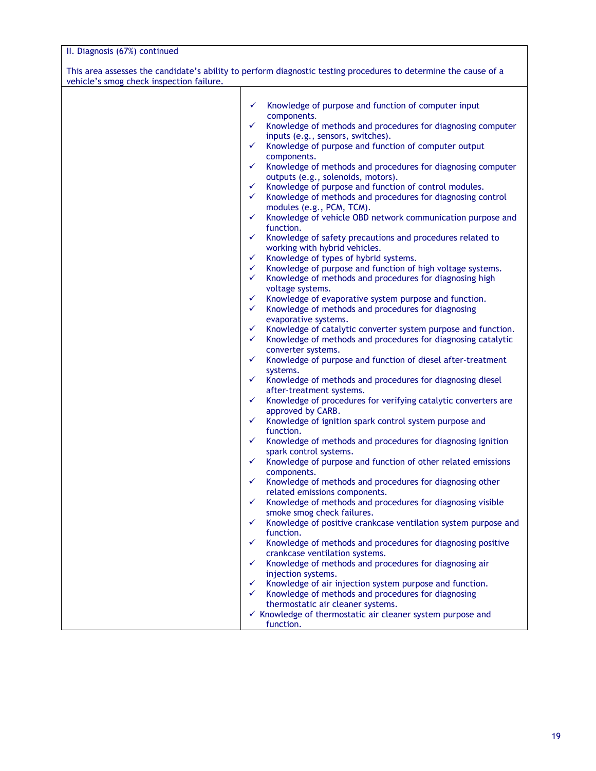| II. Diagnosis (67%) continued<br><br>This area assesses the candidate's ability to perform diagnostic testing procedures to determine the cause of a vehicle's smog check inspection failure. | |
|---|---|
| | ✓ Knowledge of purpose and function of computer input components.<br>✓ Knowledge of methods and procedures for diagnosing computer inputs (e.g., sensors, switches).<br>✓ Knowledge of purpose and function of computer output components.<br>✓ Knowledge of methods and procedures for diagnosing computer outputs (e.g., solenoids, motors).<br>✓ Knowledge of purpose and function of control modules.<br>✓ Knowledge of methods and procedures for diagnosing control modules (e.g., PCM, TCM).<br>✓ Knowledge of vehicle OBD network communication purpose and function.<br>✓ Knowledge of safety precautions and procedures related to working with hybrid vehicles.<br>✓ Knowledge of types of hybrid systems.<br>✓ Knowledge of purpose and function of high voltage systems.<br>✓ Knowledge of methods and procedures for diagnosing high voltage systems.<br>✓ Knowledge of evaporative system purpose and function.<br>✓ Knowledge of methods and procedures for diagnosing evaporative systems.<br>✓ Knowledge of catalytic converter system purpose and function.<br>✓ Knowledge of methods and procedures for diagnosing catalytic converter systems.<br>✓ Knowledge of purpose and function of diesel after-treatment systems.<br>✓ Knowledge of methods and procedures for diagnosing diesel after-treatment systems.<br>✓ Knowledge of procedures for verifying catalytic converters are approved by CARB.<br>✓ Knowledge of ignition spark control system purpose and function.<br>✓ Knowledge of methods and procedures for diagnosing ignition spark control systems.<br>✓ Knowledge of purpose and function of other related emissions components.<br>✓ Knowledge of methods and procedures for diagnosing other related emissions components.<br>✓ Knowledge of methods and procedures for diagnosing visible smoke smog check failures.<br>✓ Knowledge of positive crankcase ventilation system purpose and function.<br>✓ Knowledge of methods and procedures for diagnosing positive crankcase ventilation systems.<br>✓ Knowledge of methods and procedures for diagnosing air injection systems.<br>✓ Knowledge of air injection system purpose and function.<br>✓ Knowledge of methods and procedures for diagnosing thermostatic air cleaner systems.<br>✓ Knowledge of thermostatic air cleaner system purpose and function. |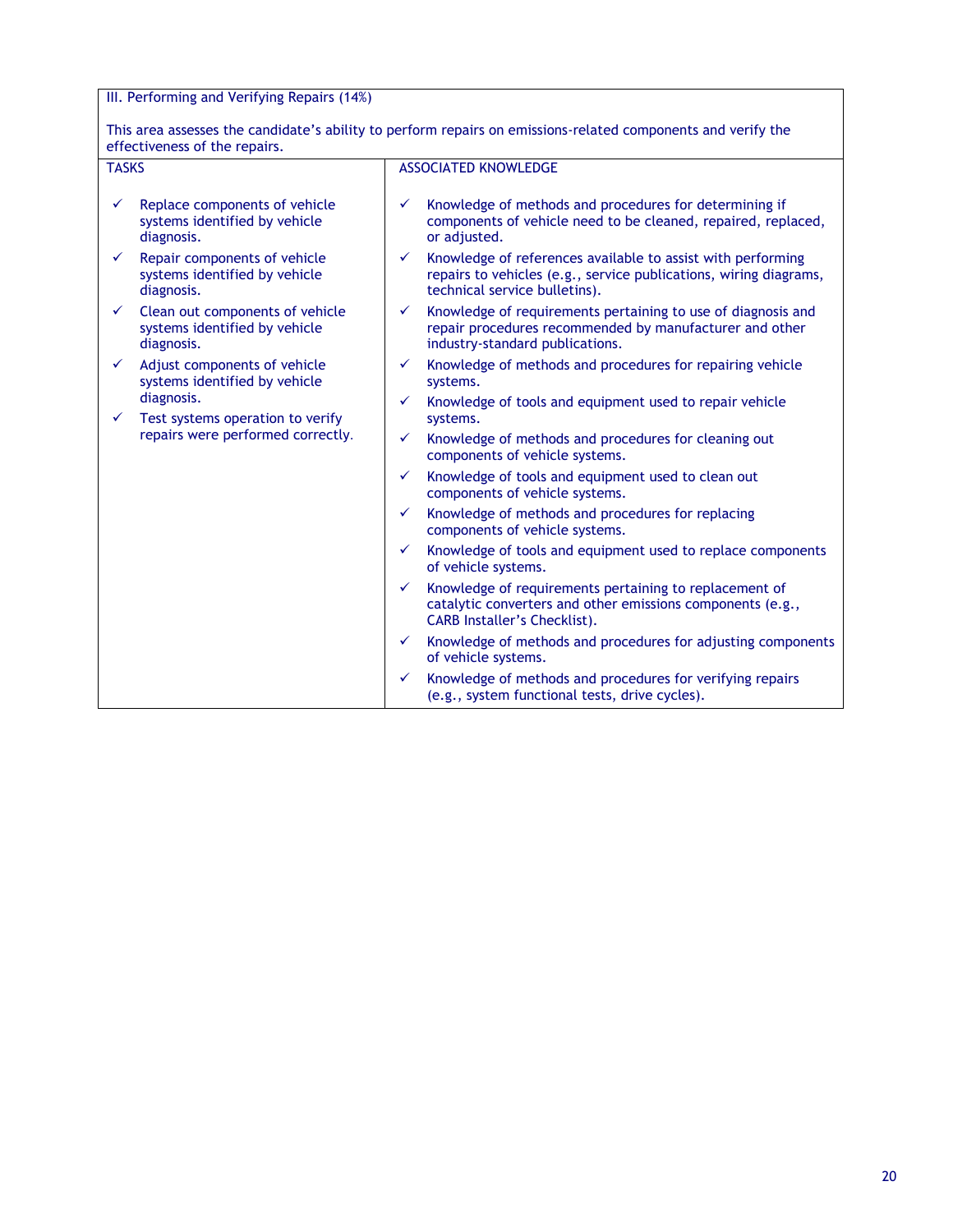| III. Performing and Verifying Repairs (14%)<br><br>This area assesses the candidate's ability to perform repairs on emissions-related components and verify the effectiveness of the repairs. | |
|---|---|
| TASKS | ASSOCIATED KNOWLEDGE |
| ✓ Replace components of vehicle systems identified by vehicle diagnosis.<br>✓ Repair components of vehicle systems identified by vehicle diagnosis.<br>✓ Clean out components of vehicle systems identified by vehicle diagnosis.<br>✓ Adjust components of vehicle systems identified by vehicle diagnosis.<br>✓ Test systems operation to verify repairs were performed correctly. | ✓ Knowledge of methods and procedures for determining if components of vehicle need to be cleaned, repaired, replaced, or adjusted.<br>✓ Knowledge of references available to assist with performing repairs to vehicles (e.g., service publications, wiring diagrams, technical service bulletins).<br>✓ Knowledge of requirements pertaining to use of diagnosis and repair procedures recommended by manufacturer and other industry-standard publications.<br>✓ Knowledge of methods and procedures for repairing vehicle systems.<br>✓ Knowledge of tools and equipment used to repair vehicle systems.<br>✓ Knowledge of methods and procedures for cleaning out components of vehicle systems.<br>✓ Knowledge of tools and equipment used to clean out components of vehicle systems.<br>✓ Knowledge of methods and procedures for replacing components of vehicle systems.<br>✓ Knowledge of tools and equipment used to replace components of vehicle systems.<br>✓ Knowledge of requirements pertaining to replacement of catalytic converters and other emissions components (e.g., CARB Installer's Checklist).<br>✓ Knowledge of methods and procedures for adjusting components of vehicle systems.<br>✓ Knowledge of methods and procedures for verifying repairs (e.g., system functional tests, drive cycles). |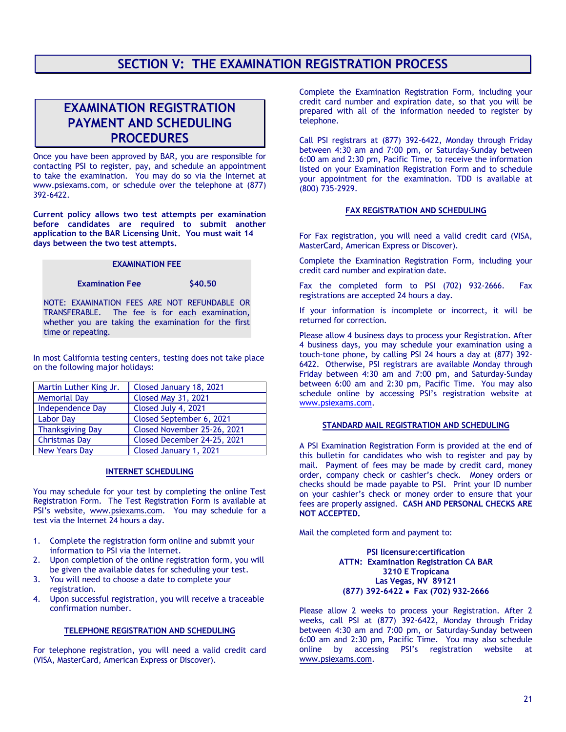# SECTION V: THE EXAMINATION REGISTRATION PROCESS

## EXAMINATION REGISTRATION PAYMENT AND SCHEDULING PROCEDURES

Once you have been approved by BAR, you are responsible for contacting PSI to register, pay, and schedule an appointment to take the examination. You may do so via the Internet at www.psiexams.com, or schedule over the telephone at (877) 392-6422.

**Current policy allows two test attempts per examination before candidates are required to submit another application to the BAR Licensing Unit. You must wait 14 days between the two test attempts.**

**EXAMINATION FEE**

| **Examination Fee** | **$40.50** |
|---|---|

NOTE: EXAMINATION FEES ARE NOT REFUNDABLE OR TRANSFERABLE. The fee is for each examination, whether you are taking the examination for the first time or repeating.

In most California testing centers, testing does not take place on the following major holidays:

| Holiday | Closure |
|---|---|
| Martin Luther King Jr. | Closed January 18, 2021 |
| Memorial Day | Closed May 31, 2021 |
| Independence Day | Closed July 4, 2021 |
| Labor Day | Closed September 6, 2021 |
| Thanksgiving Day | Closed November 25-26, 2021 |
| Christmas Day | Closed December 24-25, 2021 |
| New Years Day | Closed January 1, 2021 |

### INTERNET SCHEDULING

You may schedule for your test by completing the online Test Registration Form. The Test Registration Form is available at PSI's website, www.psiexams.com. You may schedule for a test via the Internet 24 hours a day.

1. Complete the registration form online and submit your information to PSI via the Internet.
2. Upon completion of the online registration form, you will be given the available dates for scheduling your test.
3. You will need to choose a date to complete your registration.
4. Upon successful registration, you will receive a traceable confirmation number.

### TELEPHONE REGISTRATION AND SCHEDULING

For telephone registration, you will need a valid credit card (VISA, MasterCard, American Express or Discover).

Complete the Examination Registration Form, including your credit card number and expiration date, so that you will be prepared with all of the information needed to register by telephone.

Call PSI registrars at (877) 392-6422, Monday through Friday between 4:30 am and 7:00 pm, or Saturday-Sunday between 6:00 am and 2:30 pm, Pacific Time, to receive the information listed on your Examination Registration Form and to schedule your appointment for the examination. TDD is available at (800) 735-2929.

### FAX REGISTRATION AND SCHEDULING

For Fax registration, you will need a valid credit card (VISA, MasterCard, American Express or Discover).

Complete the Examination Registration Form, including your credit card number and expiration date.

Fax the completed form to PSI (702) 932-2666. Fax registrations are accepted 24 hours a day.

If your information is incomplete or incorrect, it will be returned for correction.

Please allow 4 business days to process your Registration. After 4 business days, you may schedule your examination using a touch-tone phone, by calling PSI 24 hours a day at (877) 392-6422. Otherwise, PSI registrars are available Monday through Friday between 4:30 am and 7:00 pm, and Saturday-Sunday between 6:00 am and 2:30 pm, Pacific Time. You may also schedule online by accessing PSI's registration website at www.psiexams.com.

### STANDARD MAIL REGISTRATION AND SCHEDULING

A PSI Examination Registration Form is provided at the end of this bulletin for candidates who wish to register and pay by mail. Payment of fees may be made by credit card, money order, company check or cashier's check. Money orders or checks should be made payable to PSI. Print your ID number on your cashier's check or money order to ensure that your fees are properly assigned. **CASH AND PERSONAL CHECKS ARE NOT ACCEPTED.**

Mail the completed form and payment to:

**PSI licensure:certification**
**ATTN: Examination Registration CA BAR**
**3210 E Tropicana**
**Las Vegas, NV 89121**
**(877) 392-6422 • Fax (702) 932-2666**

Please allow 2 weeks to process your Registration. After 2 weeks, call PSI at (877) 392-6422, Monday through Friday between 4:30 am and 7:00 pm, or Saturday-Sunday between 6:00 am and 2:30 pm, Pacific Time. You may also schedule online by accessing PSI's registration website at www.psiexams.com.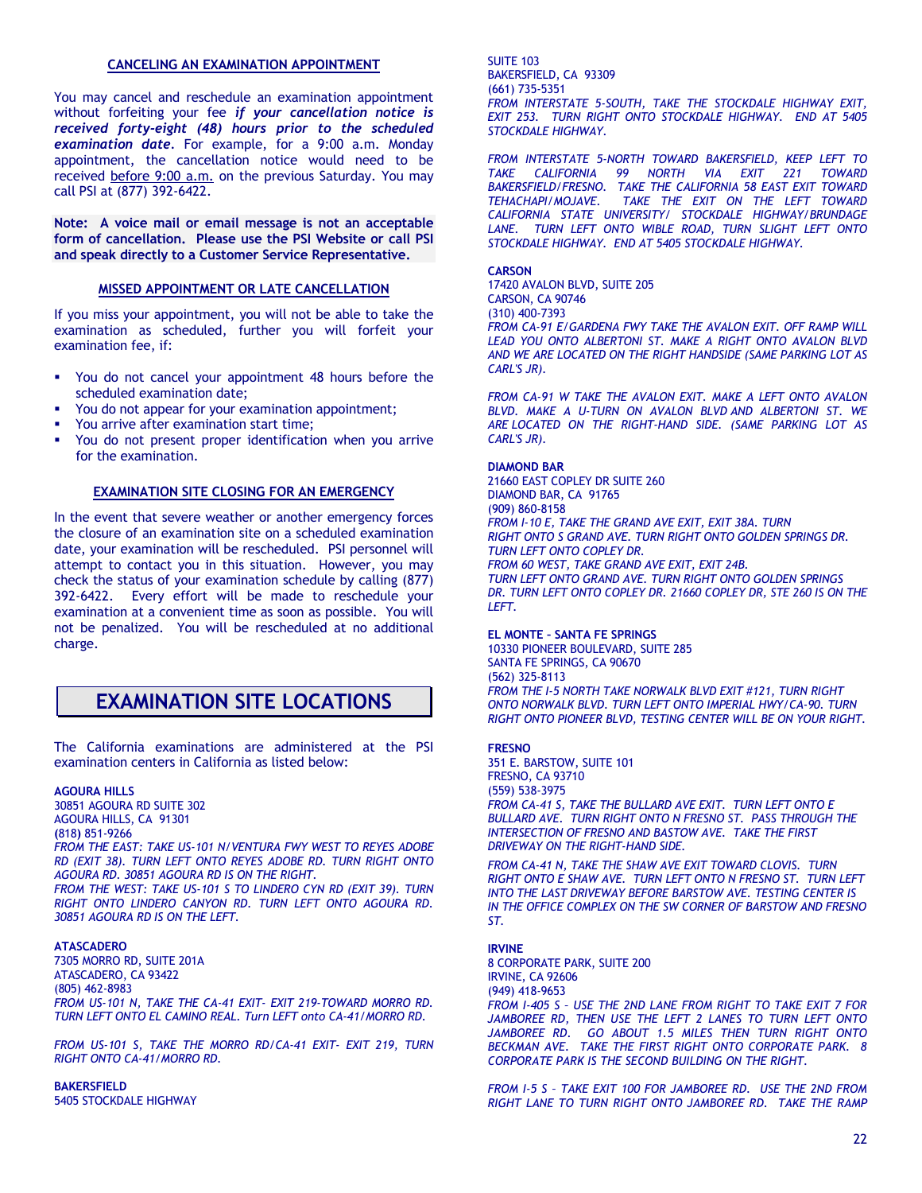### CANCELING AN EXAMINATION APPOINTMENT

You may cancel and reschedule an examination appointment without forfeiting your fee ***if your cancellation notice is received forty-eight (48) hours prior to the scheduled examination date***. For example, for a 9:00 a.m. Monday appointment, the cancellation notice would need to be received before 9:00 a.m. on the previous Saturday. You may call PSI at (877) 392-6422.

**Note: A voice mail or email message is not an acceptable form of cancellation. Please use the PSI Website or call PSI and speak directly to a Customer Service Representative.**

### MISSED APPOINTMENT OR LATE CANCELLATION

If you miss your appointment, you will not be able to take the examination as scheduled, further you will forfeit your examination fee, if:

- You do not cancel your appointment 48 hours before the scheduled examination date;
- You do not appear for your examination appointment;
- You arrive after examination start time;
- You do not present proper identification when you arrive for the examination.

### EXAMINATION SITE CLOSING FOR AN EMERGENCY

In the event that severe weather or another emergency forces the closure of an examination site on a scheduled examination date, your examination will be rescheduled. PSI personnel will attempt to contact you in this situation. However, you may check the status of your examination schedule by calling (877) 392-6422. Every effort will be made to reschedule your examination at a convenient time as soon as possible. You will not be penalized. You will be rescheduled at no additional charge.

## EXAMINATION SITE LOCATIONS

The California examinations are administered at the PSI examination centers in California as listed below:

**AGOURA HILLS**
30851 AGOURA RD SUITE 302
AGOURA HILLS, CA 91301
(818) 851-9266
*FROM THE EAST: TAKE US-101 N/VENTURA FWY WEST TO REYES ADOBE RD (EXIT 38). TURN LEFT ONTO REYES ADOBE RD. TURN RIGHT ONTO AGOURA RD. 30851 AGOURA RD IS ON THE RIGHT.*
*FROM THE WEST: TAKE US-101 S TO LINDERO CYN RD (EXIT 39). TURN RIGHT ONTO LINDERO CANYON RD. TURN LEFT ONTO AGOURA RD. 30851 AGOURA RD IS ON THE LEFT.*

**ATASCADERO**
7305 MORRO RD, SUITE 201A
ATASCADERO, CA 93422
(805) 462-8983
*FROM US-101 N, TAKE THE CA-41 EXIT- EXIT 219-TOWARD MORRO RD. TURN LEFT ONTO EL CAMINO REAL. Turn LEFT onto CA-41/MORRO RD.*

*FROM US-101 S, TAKE THE MORRO RD/CA-41 EXIT- EXIT 219, TURN RIGHT ONTO CA-41/MORRO RD.*

**BAKERSFIELD**
5405 STOCKDALE HIGHWAY
SUITE 103
BAKERSFIELD, CA 93309
(661) 735-5351
*FROM INTERSTATE 5-SOUTH, TAKE THE STOCKDALE HIGHWAY EXIT, EXIT 253. TURN RIGHT ONTO STOCKDALE HIGHWAY. END AT 5405 STOCKDALE HIGHWAY.*

*FROM INTERSTATE 5-NORTH TOWARD BAKERSFIELD, KEEP LEFT TO TAKE CALIFORNIA 99 NORTH VIA EXIT 221 TOWARD BAKERSFIELD/FRESNO. TAKE THE CALIFORNIA 58 EAST EXIT TOWARD TEHACHAPI/MOJAVE. TAKE THE EXIT ON THE LEFT TOWARD CALIFORNIA STATE UNIVERSITY/ STOCKDALE HIGHWAY/BRUNDAGE LANE. TURN LEFT ONTO WIBLE ROAD, TURN SLIGHT LEFT ONTO STOCKDALE HIGHWAY. END AT 5405 STOCKDALE HIGHWAY.*

**CARSON**
17420 AVALON BLVD, SUITE 205
CARSON, CA 90746
(310) 400-7393
*FROM CA-91 E/GARDENA FWY TAKE THE AVALON EXIT. OFF RAMP WILL LEAD YOU ONTO ALBERTONI ST. MAKE A RIGHT ONTO AVALON BLVD AND WE ARE LOCATED ON THE RIGHT HANDSIDE (SAME PARKING LOT AS CARL'S JR).*

*FROM CA-91 W TAKE THE AVALON EXIT. MAKE A LEFT ONTO AVALON BLVD. MAKE A U-TURN ON AVALON BLVD AND ALBERTONI ST. WE ARE LOCATED ON THE RIGHT-HAND SIDE. (SAME PARKING LOT AS CARL'S JR).*

**DIAMOND BAR**
21660 EAST COPLEY DR SUITE 260
DIAMOND BAR, CA 91765
(909) 860-8158
*FROM I-10 E, TAKE THE GRAND AVE EXIT, EXIT 38A. TURN RIGHT ONTO S GRAND AVE. TURN RIGHT ONTO GOLDEN SPRINGS DR. TURN LEFT ONTO COPLEY DR.*
*FROM 60 WEST, TAKE GRAND AVE EXIT, EXIT 24B. TURN LEFT ONTO GRAND AVE. TURN RIGHT ONTO GOLDEN SPRINGS DR. TURN LEFT ONTO COPLEY DR. 21660 COPLEY DR, STE 260 IS ON THE LEFT.*

**EL MONTE – SANTA FE SPRINGS**
10330 PIONEER BOULEVARD, SUITE 285
SANTA FE SPRINGS, CA 90670
(562) 325-8113
*FROM THE I-5 NORTH TAKE NORWALK BLVD EXIT #121, TURN RIGHT ONTO NORWALK BLVD. TURN LEFT ONTO IMPERIAL HWY/CA-90. TURN RIGHT ONTO PIONEER BLVD, TESTING CENTER WILL BE ON YOUR RIGHT.*

**FRESNO**
351 E. BARSTOW, SUITE 101
FRESNO, CA 93710
(559) 538-3975
*FROM CA-41 S, TAKE THE BULLARD AVE EXIT. TURN LEFT ONTO E BULLARD AVE. TURN RIGHT ONTO N FRESNO ST. PASS THROUGH THE INTERSECTION OF FRESNO AND BASTOW AVE. TAKE THE FIRST DRIVEWAY ON THE RIGHT-HAND SIDE.*

*FROM CA-41 N, TAKE THE SHAW AVE EXIT TOWARD CLOVIS. TURN RIGHT ONTO E SHAW AVE. TURN LEFT ONTO N FRESNO ST. TURN LEFT INTO THE LAST DRIVEWAY BEFORE BARSTOW AVE. TESTING CENTER IS IN THE OFFICE COMPLEX ON THE SW CORNER OF BARSTOW AND FRESNO ST.*

**IRVINE**
8 CORPORATE PARK, SUITE 200
IRVINE, CA 92606
(949) 418-9653
*FROM I-405 S - USE THE 2ND LANE FROM RIGHT TO TAKE EXIT 7 FOR JAMBOREE RD, THEN USE THE LEFT 2 LANES TO TURN LEFT ONTO JAMBOREE RD. GO ABOUT 1.5 MILES THEN TURN RIGHT ONTO BECKMAN AVE. TAKE THE FIRST RIGHT ONTO CORPORATE PARK. 8 CORPORATE PARK IS THE SECOND BUILDING ON THE RIGHT.*

*FROM I-5 S - TAKE EXIT 100 FOR JAMBOREE RD. USE THE 2ND FROM RIGHT LANE TO TURN RIGHT ONTO JAMBOREE RD. TAKE THE RAMP*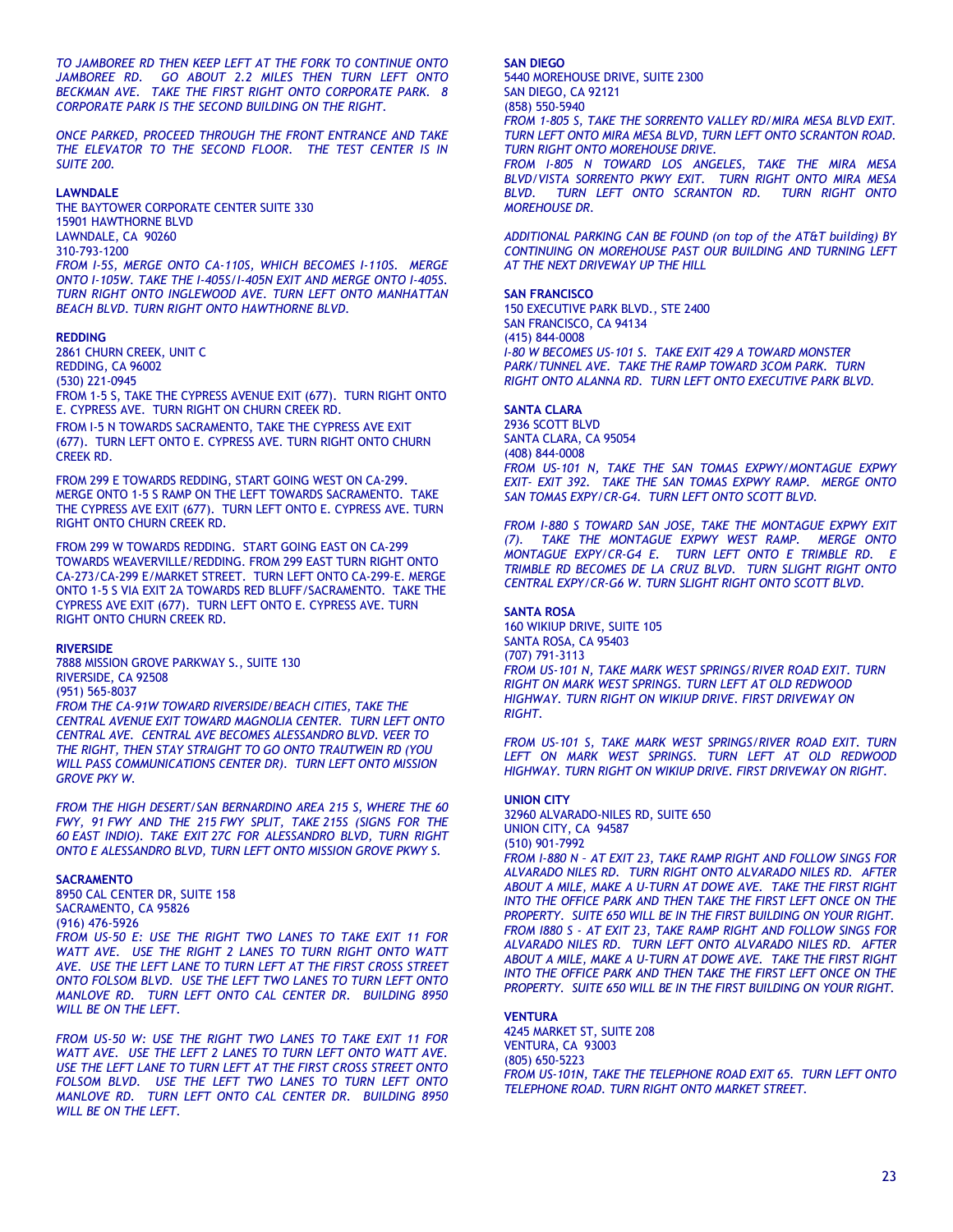*TO JAMBOREE RD THEN KEEP LEFT AT THE FORK TO CONTINUE ONTO JAMBOREE RD. GO ABOUT 2.2 MILES THEN TURN LEFT ONTO BECKMAN AVE. TAKE THE FIRST RIGHT ONTO CORPORATE PARK. 8 CORPORATE PARK IS THE SECOND BUILDING ON THE RIGHT.*

*ONCE PARKED, PROCEED THROUGH THE FRONT ENTRANCE AND TAKE THE ELEVATOR TO THE SECOND FLOOR. THE TEST CENTER IS IN SUITE 200.*

**LAWNDALE**
THE BAYTOWER CORPORATE CENTER SUITE 330
15901 HAWTHORNE BLVD
LAWNDALE, CA 90260
310-793-1200
*FROM I-5S, MERGE ONTO CA-110S, WHICH BECOMES I-110S. MERGE ONTO I-105W. TAKE THE I-405S/I-405N EXIT AND MERGE ONTO I-405S. TURN RIGHT ONTO INGLEWOOD AVE. TURN LEFT ONTO MANHATTAN BEACH BLVD. TURN RIGHT ONTO HAWTHORNE BLVD.*

**REDDING**
2861 CHURN CREEK, UNIT C
REDDING, CA 96002
(530) 221-0945
FROM 1-5 S, TAKE THE CYPRESS AVENUE EXIT (677). TURN RIGHT ONTO E. CYPRESS AVE. TURN RIGHT ON CHURN CREEK RD.

FROM I-5 N TOWARDS SACRAMENTO, TAKE THE CYPRESS AVE EXIT (677). TURN LEFT ONTO E. CYPRESS AVE. TURN RIGHT ONTO CHURN CREEK RD.

FROM 299 E TOWARDS REDDING, START GOING WEST ON CA-299. MERGE ONTO 1-5 S RAMP ON THE LEFT TOWARDS SACRAMENTO. TAKE THE CYPRESS AVE EXIT (677). TURN LEFT ONTO E. CYPRESS AVE. TURN RIGHT ONTO CHURN CREEK RD.

FROM 299 W TOWARDS REDDING. START GOING EAST ON CA-299 TOWARDS WEAVERVILLE/REDDING. FROM 299 EAST TURN RIGHT ONTO CA-273/CA-299 E/MARKET STREET. TURN LEFT ONTO CA-299-E. MERGE ONTO 1-5 S VIA EXIT 2A TOWARDS RED BLUFF/SACRAMENTO. TAKE THE CYPRESS AVE EXIT (677). TURN LEFT ONTO E. CYPRESS AVE. TURN RIGHT ONTO CHURN CREEK RD.

**RIVERSIDE**
7888 MISSION GROVE PARKWAY S., SUITE 130
RIVERSIDE, CA 92508
(951) 565-8037
*FROM THE CA-91W TOWARD RIVERSIDE/BEACH CITIES, TAKE THE CENTRAL AVENUE EXIT TOWARD MAGNOLIA CENTER. TURN LEFT ONTO CENTRAL AVE. CENTRAL AVE BECOMES ALESSANDRO BLVD. VEER TO THE RIGHT, THEN STAY STRAIGHT TO GO ONTO TRAUTWEIN RD (YOU WILL PASS COMMUNICATIONS CENTER DR). TURN LEFT ONTO MISSION GROVE PKY W.*

*FROM THE HIGH DESERT/SAN BERNARDINO AREA 215 S, WHERE THE 60 FWY, 91 FWY AND THE 215 FWY SPLIT, TAKE 215S (SIGNS FOR THE 60 EAST INDIO). TAKE EXIT 27C FOR ALESSANDRO BLVD, TURN RIGHT ONTO E ALESSANDRO BLVD, TURN LEFT ONTO MISSION GROVE PKWY S.*

**SACRAMENTO**
8950 CAL CENTER DR, SUITE 158
SACRAMENTO, CA 95826
(916) 476-5926
*FROM US-50 E: USE THE RIGHT TWO LANES TO TAKE EXIT 11 FOR WATT AVE. USE THE RIGHT 2 LANES TO TURN RIGHT ONTO WATT AVE. USE THE LEFT LANE TO TURN LEFT AT THE FIRST CROSS STREET ONTO FOLSOM BLVD. USE THE LEFT TWO LANES TO TURN LEFT ONTO MANLOVE RD. TURN LEFT ONTO CAL CENTER DR. BUILDING 8950 WILL BE ON THE LEFT.*

*FROM US-50 W: USE THE RIGHT TWO LANES TO TAKE EXIT 11 FOR WATT AVE. USE THE LEFT 2 LANES TO TURN LEFT ONTO WATT AVE. USE THE LEFT LANE TO TURN LEFT AT THE FIRST CROSS STREET ONTO FOLSOM BLVD. USE THE LEFT TWO LANES TO TURN LEFT ONTO MANLOVE RD. TURN LEFT ONTO CAL CENTER DR. BUILDING 8950 WILL BE ON THE LEFT.*

**SAN DIEGO**
5440 MOREHOUSE DRIVE, SUITE 2300
SAN DIEGO, CA 92121
(858) 550-5940
*FROM 1-805 S, TAKE THE SORRENTO VALLEY RD/MIRA MESA BLVD EXIT. TURN LEFT ONTO MIRA MESA BLVD, TURN LEFT ONTO SCRANTON ROAD. TURN RIGHT ONTO MOREHOUSE DRIVE.*
*FROM I-805 N TOWARD LOS ANGELES, TAKE THE MIRA MESA BLVD/VISTA SORRENTO PKWY EXIT. TURN RIGHT ONTO MIRA MESA BLVD. TURN LEFT ONTO SCRANTON RD. TURN RIGHT ONTO MOREHOUSE DR.*

*ADDITIONAL PARKING CAN BE FOUND (on top of the AT&T building) BY CONTINUING ON MOREHOUSE PAST OUR BUILDING AND TURNING LEFT AT THE NEXT DRIVEWAY UP THE HILL*

**SAN FRANCISCO**
150 EXECUTIVE PARK BLVD., STE 2400
SAN FRANCISCO, CA 94134
(415) 844-0008
*I-80 W BECOMES US-101 S. TAKE EXIT 429 A TOWARD MONSTER PARK/TUNNEL AVE. TAKE THE RAMP TOWARD 3COM PARK. TURN RIGHT ONTO ALANNA RD. TURN LEFT ONTO EXECUTIVE PARK BLVD.*

**SANTA CLARA**
2936 SCOTT BLVD
SANTA CLARA, CA 95054
(408) 844-0008
*FROM US-101 N, TAKE THE SAN TOMAS EXPWY/MONTAGUE EXPWY EXIT- EXIT 392. TAKE THE SAN TOMAS EXPWY RAMP. MERGE ONTO SAN TOMAS EXPY/CR-G4. TURN LEFT ONTO SCOTT BLVD.*

*FROM I-880 S TOWARD SAN JOSE, TAKE THE MONTAGUE EXPWY EXIT (7). TAKE THE MONTAGUE EXPWY WEST RAMP. MERGE ONTO MONTAGUE EXPY/CR-G4 E. TURN LEFT ONTO E TRIMBLE RD. E TRIMBLE RD BECOMES DE LA CRUZ BLVD. TURN SLIGHT RIGHT ONTO CENTRAL EXPY/CR-G6 W. TURN SLIGHT RIGHT ONTO SCOTT BLVD.*

**SANTA ROSA**
160 WIKIUP DRIVE, SUITE 105
SANTA ROSA, CA 95403
(707) 791-3113
*FROM US-101 N, TAKE MARK WEST SPRINGS/RIVER ROAD EXIT. TURN RIGHT ON MARK WEST SPRINGS. TURN LEFT AT OLD REDWOOD HIGHWAY. TURN RIGHT ON WIKIUP DRIVE. FIRST DRIVEWAY ON RIGHT.*

*FROM US-101 S, TAKE MARK WEST SPRINGS/RIVER ROAD EXIT. TURN LEFT ON MARK WEST SPRINGS. TURN LEFT AT OLD REDWOOD HIGHWAY. TURN RIGHT ON WIKIUP DRIVE. FIRST DRIVEWAY ON RIGHT.*

**UNION CITY**
32960 ALVARADO-NILES RD, SUITE 650
UNION CITY, CA 94587
(510) 901-7992
*FROM I-880 N - AT EXIT 23, TAKE RAMP RIGHT AND FOLLOW SINGS FOR ALVARADO NILES RD. TURN RIGHT ONTO ALVARADO NILES RD. AFTER ABOUT A MILE, MAKE A U-TURN AT DOWE AVE. TAKE THE FIRST RIGHT INTO THE OFFICE PARK AND THEN TAKE THE FIRST LEFT ONCE ON THE PROPERTY. SUITE 650 WILL BE IN THE FIRST BUILDING ON YOUR RIGHT.*
*FROM I880 S - AT EXIT 23, TAKE RAMP RIGHT AND FOLLOW SINGS FOR ALVARADO NILES RD. TURN LEFT ONTO ALVARADO NILES RD. AFTER ABOUT A MILE, MAKE A U-TURN AT DOWE AVE. TAKE THE FIRST RIGHT INTO THE OFFICE PARK AND THEN TAKE THE FIRST LEFT ONCE ON THE PROPERTY. SUITE 650 WILL BE IN THE FIRST BUILDING ON YOUR RIGHT.*

**VENTURA**
4245 MARKET ST, SUITE 208
VENTURA, CA 93003
(805) 650-5223
*FROM US-101N, TAKE THE TELEPHONE ROAD EXIT 65. TURN LEFT ONTO TELEPHONE ROAD. TURN RIGHT ONTO MARKET STREET.*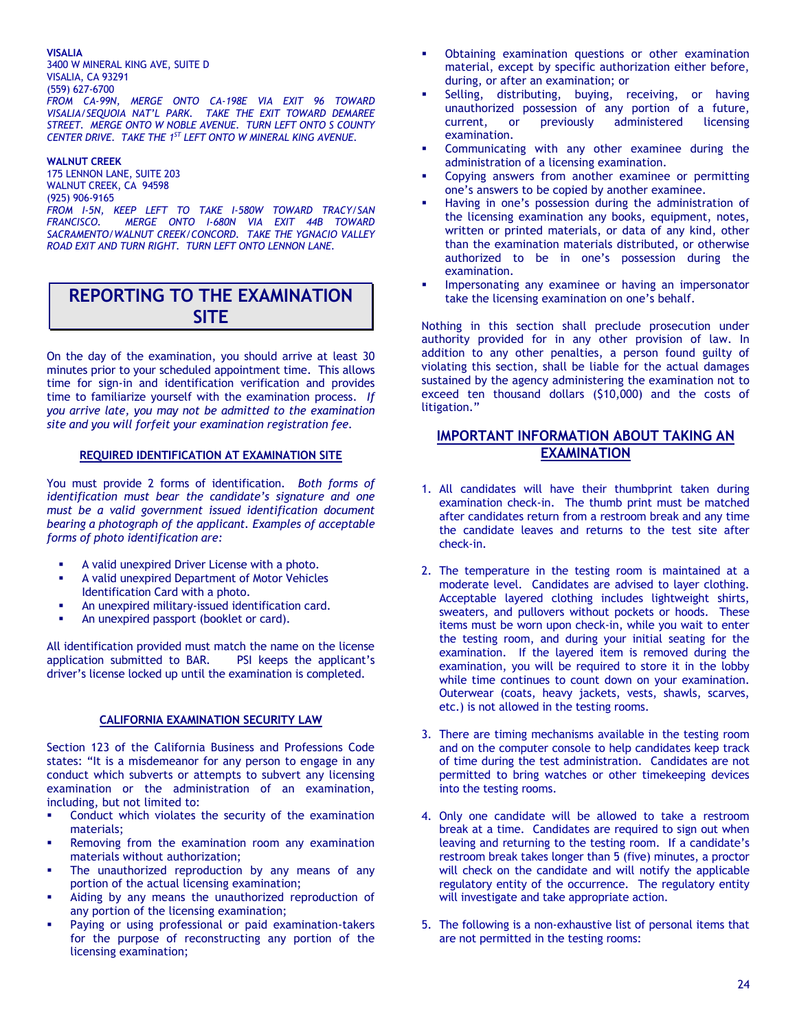**VISALIA**
3400 W MINERAL KING AVE, SUITE D
VISALIA, CA 93291
(559) 627-6700
*FROM CA-99N, MERGE ONTO CA-198E VIA EXIT 96 TOWARD VISALIA/SEQUOIA NAT'L PARK. TAKE THE EXIT TOWARD DEMAREE STREET. MERGE ONTO W NOBLE AVENUE. TURN LEFT ONTO S COUNTY CENTER DRIVE. TAKE THE 1ST LEFT ONTO W MINERAL KING AVENUE.*

**WALNUT CREEK**
175 LENNON LANE, SUITE 203
WALNUT CREEK, CA 94598
(925) 906-9165
*FROM I-5N, KEEP LEFT TO TAKE I-580W TOWARD TRACY/SAN FRANCISCO. MERGE ONTO I-680N VIA EXIT 44B TOWARD SACRAMENTO/WALNUT CREEK/CONCORD. TAKE THE YGNACIO VALLEY ROAD EXIT AND TURN RIGHT. TURN LEFT ONTO LENNON LANE.*

## REPORTING TO THE EXAMINATION SITE

On the day of the examination, you should arrive at least 30 minutes prior to your scheduled appointment time. This allows time for sign-in and identification verification and provides time to familiarize yourself with the examination process. *If you arrive late, you may not be admitted to the examination site and you will forfeit your examination registration fee.*

### REQUIRED IDENTIFICATION AT EXAMINATION SITE

You must provide 2 forms of identification. *Both forms of identification must bear the candidate's signature and one must be a valid government issued identification document bearing a photograph of the applicant. Examples of acceptable forms of photo identification are:*

- A valid unexpired Driver License with a photo.
- A valid unexpired Department of Motor Vehicles Identification Card with a photo.
- An unexpired military-issued identification card.
- An unexpired passport (booklet or card).

All identification provided must match the name on the license application submitted to BAR. PSI keeps the applicant's driver's license locked up until the examination is completed.

### CALIFORNIA EXAMINATION SECURITY LAW

Section 123 of the California Business and Professions Code states: "It is a misdemeanor for any person to engage in any conduct which subverts or attempts to subvert any licensing examination or the administration of an examination, including, but not limited to:

- Conduct which violates the security of the examination materials;
- Removing from the examination room any examination materials without authorization;
- The unauthorized reproduction by any means of any portion of the actual licensing examination;
- Aiding by any means the unauthorized reproduction of any portion of the licensing examination;
- Paying or using professional or paid examination-takers for the purpose of reconstructing any portion of the licensing examination;
- Obtaining examination questions or other examination material, except by specific authorization either before, during, or after an examination; or
- Selling, distributing, buying, receiving, or having unauthorized possession of any portion of a future, current, or previously administered licensing examination.
- Communicating with any other examinee during the administration of a licensing examination.
- Copying answers from another examinee or permitting one's answers to be copied by another examinee.
- Having in one's possession during the administration of the licensing examination any books, equipment, notes, written or printed materials, or data of any kind, other than the examination materials distributed, or otherwise authorized to be in one's possession during the examination.
- Impersonating any examinee or having an impersonator take the licensing examination on one's behalf.

Nothing in this section shall preclude prosecution under authority provided for in any other provision of law. In addition to any other penalties, a person found guilty of violating this section, shall be liable for the actual damages sustained by the agency administering the examination not to exceed ten thousand dollars ($10,000) and the costs of litigation."

## IMPORTANT INFORMATION ABOUT TAKING AN EXAMINATION

1. All candidates will have their thumbprint taken during examination check-in. The thumb print must be matched after candidates return from a restroom break and any time the candidate leaves and returns to the test site after check-in.

2. The temperature in the testing room is maintained at a moderate level. Candidates are advised to layer clothing. Acceptable layered clothing includes lightweight shirts, sweaters, and pullovers without pockets or hoods. These items must be worn upon check-in, while you wait to enter the testing room, and during your initial seating for the examination. If the layered item is removed during the examination, you will be required to store it in the lobby while time continues to count down on your examination. Outerwear (coats, heavy jackets, vests, shawls, scarves, etc.) is not allowed in the testing rooms.

3. There are timing mechanisms available in the testing room and on the computer console to help candidates keep track of time during the test administration. Candidates are not permitted to bring watches or other timekeeping devices into the testing rooms.

4. Only one candidate will be allowed to take a restroom break at a time. Candidates are required to sign out when leaving and returning to the testing room. If a candidate's restroom break takes longer than 5 (five) minutes, a proctor will check on the candidate and will notify the applicable regulatory entity of the occurrence. The regulatory entity will investigate and take appropriate action.

5. The following is a non-exhaustive list of personal items that are not permitted in the testing rooms: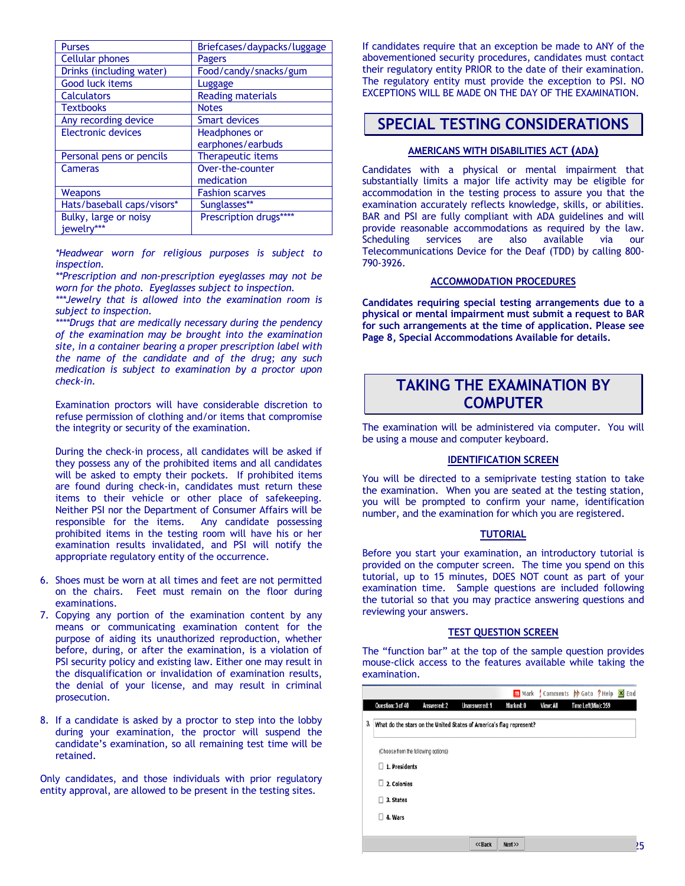| Purses | Briefcases/daypacks/luggage |
|---|---|
| Cellular phones | Pagers |
| Drinks (including water) | Food/candy/snacks/gum |
| Good luck items | Luggage |
| Calculators | Reading materials |
| Textbooks | Notes |
| Any recording device | Smart devices |
| Electronic devices | Headphones or earphones/earbuds |
| Personal pens or pencils | Therapeutic items |
| Cameras | Over-the-counter medication |
| Weapons | Fashion scarves |
| Hats/baseball caps/visors* | Sunglasses** |
| Bulky, large or noisy jewelry*** | Prescription drugs**** |

*\*Headwear worn for religious purposes is subject to inspection.*
*\*\*Prescription and non-prescription eyeglasses may not be worn for the photo. Eyeglasses subject to inspection.*
*\*\*\*Jewelry that is allowed into the examination room is subject to inspection.*
*\*\*\*\*Drugs that are medically necessary during the pendency of the examination may be brought into the examination site, in a container bearing a proper prescription label with the name of the candidate and of the drug; any such medication is subject to examination by a proctor upon check-in.*

Examination proctors will have considerable discretion to refuse permission of clothing and/or items that compromise the integrity or security of the examination.

During the check-in process, all candidates will be asked if they possess any of the prohibited items and all candidates will be asked to empty their pockets. If prohibited items are found during check-in, candidates must return these items to their vehicle or other place of safekeeping. Neither PSI nor the Department of Consumer Affairs will be responsible for the items. Any candidate possessing prohibited items in the testing room will have his or her examination results invalidated, and PSI will notify the appropriate regulatory entity of the occurrence.

6. Shoes must be worn at all times and feet are not permitted on the chairs. Feet must remain on the floor during examinations.
7. Copying any portion of the examination content by any means or communicating examination content for the purpose of aiding its unauthorized reproduction, whether before, during, or after the examination, is a violation of PSI security policy and existing law. Either one may result in the disqualification or invalidation of examination results, the denial of your license, and may result in criminal prosecution.
8. If a candidate is asked by a proctor to step into the lobby during your examination, the proctor will suspend the candidate's examination, so all remaining test time will be retained.

Only candidates, and those individuals with prior regulatory entity approval, are allowed to be present in the testing sites.

If candidates require that an exception be made to ANY of the abovementioned security procedures, candidates must contact their regulatory entity PRIOR to the date of their examination. The regulatory entity must provide the exception to PSI. NO EXCEPTIONS WILL BE MADE ON THE DAY OF THE EXAMINATION.

# SPECIAL TESTING CONSIDERATIONS

## AMERICANS WITH DISABILITIES ACT (ADA)

Candidates with a physical or mental impairment that substantially limits a major life activity may be eligible for accommodation in the testing process to assure you that the examination accurately reflects knowledge, skills, or abilities. BAR and PSI are fully compliant with ADA guidelines and will provide reasonable accommodations as required by the law. Scheduling services are also available via our Telecommunications Device for the Deaf (TDD) by calling 800-790-3926.

## ACCOMMODATION PROCEDURES

**Candidates requiring special testing arrangements due to a physical or mental impairment must submit a request to BAR for such arrangements at the time of application. Please see Page 8, Special Accommodations Available for details.**

# TAKING THE EXAMINATION BY COMPUTER

The examination will be administered via computer. You will be using a mouse and computer keyboard.

## IDENTIFICATION SCREEN

You will be directed to a semiprivate testing station to take the examination. When you are seated at the testing station, you will be prompted to confirm your name, identification number, and the examination for which you are registered.

## TUTORIAL

Before you start your examination, an introductory tutorial is provided on the computer screen. The time you spend on this tutorial, up to 15 minutes, DOES NOT count as part of your examination time. Sample questions are included following the tutorial so that you may practice answering questions and reviewing your answers.

## TEST QUESTION SCREEN

The "function bar" at the top of the sample question provides mouse-click access to the features available while taking the examination.

Mark | Comments | Goto | Help | End

Question: 3 of 40 | Answered: 2 | Unanswered: 1 | Marked: 0 | View: All | Time Left(Min): 359

3. What do the stars on the United States of America's flag represent?

(Choose from the following options)

- 1. Presidents
- 2. Colonies
- 3. States
- 4. Wars

<<Back | Next>>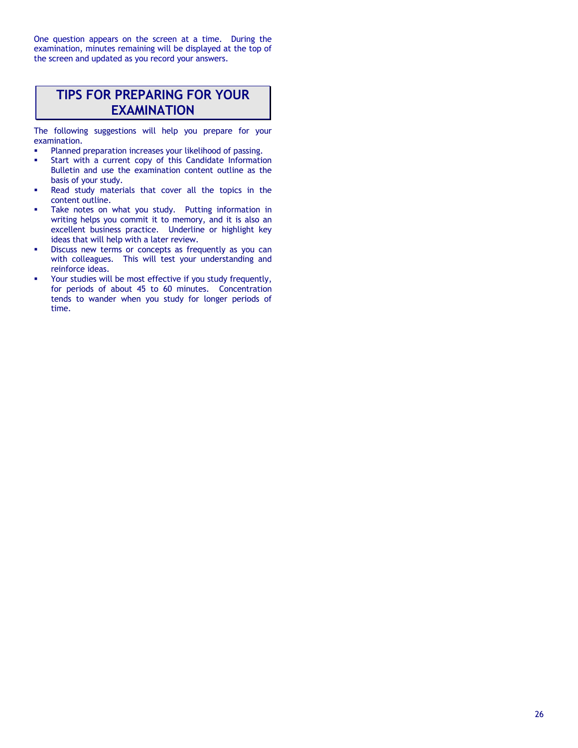One question appears on the screen at a time. During the examination, minutes remaining will be displayed at the top of the screen and updated as you record your answers.

## TIPS FOR PREPARING FOR YOUR EXAMINATION

The following suggestions will help you prepare for your examination.

- Planned preparation increases your likelihood of passing.
- Start with a current copy of this Candidate Information Bulletin and use the examination content outline as the basis of your study.
- Read study materials that cover all the topics in the content outline.
- Take notes on what you study. Putting information in writing helps you commit it to memory, and it is also an excellent business practice. Underline or highlight key ideas that will help with a later review.
- Discuss new terms or concepts as frequently as you can with colleagues. This will test your understanding and reinforce ideas.
- Your studies will be most effective if you study frequently, for periods of about 45 to 60 minutes. Concentration tends to wander when you study for longer periods of time.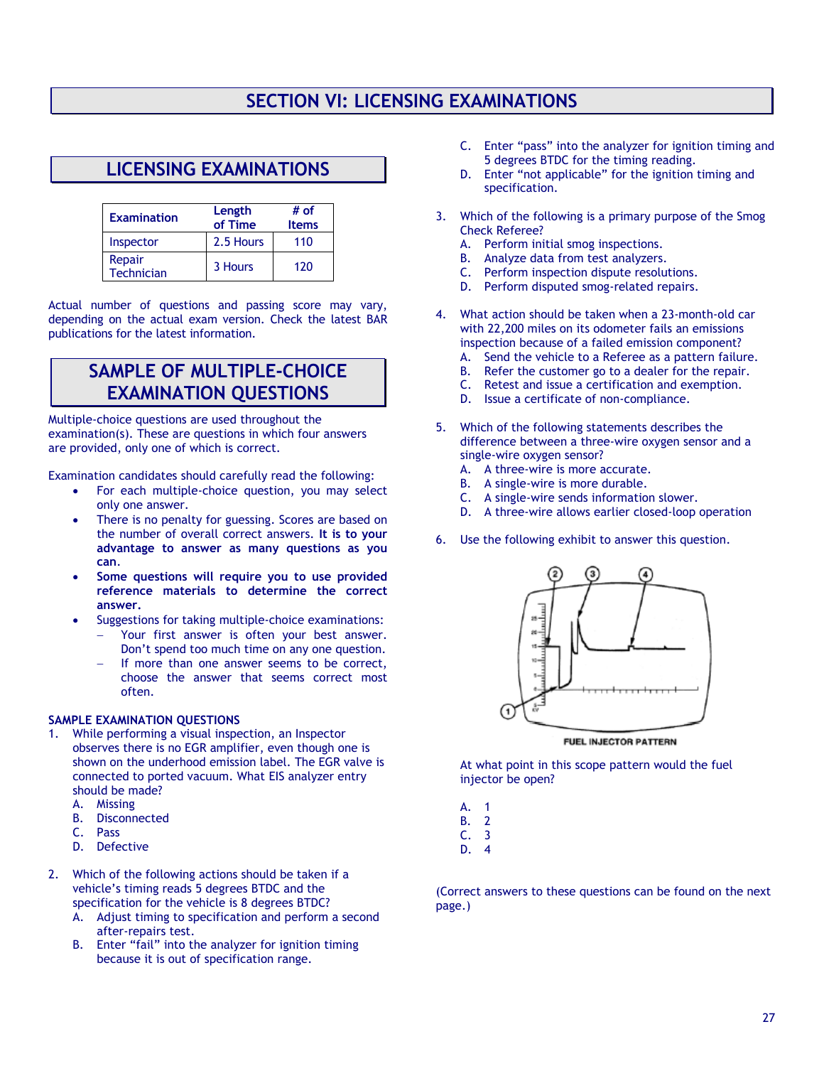# SECTION VI: LICENSING EXAMINATIONS

## LICENSING EXAMINATIONS

| Examination | Length of Time | # of Items |
|---|---|---|
| Inspector | 2.5 Hours | 110 |
| Repair Technician | 3 Hours | 120 |

Actual number of questions and passing score may vary, depending on the actual exam version. Check the latest BAR publications for the latest information.

## SAMPLE OF MULTIPLE-CHOICE EXAMINATION QUESTIONS

Multiple-choice questions are used throughout the examination(s). These are questions in which four answers are provided, only one of which is correct.

Examination candidates should carefully read the following:

- For each multiple-choice question, you may select only one answer.
- There is no penalty for guessing. Scores are based on the number of overall correct answers. **It is to your advantage to answer as many questions as you can.**
- **Some questions will require you to use provided reference materials to determine the correct answer.**
- Suggestions for taking multiple-choice examinations:
  - Your first answer is often your best answer. Don't spend too much time on any one question.
  - If more than one answer seems to be correct, choose the answer that seems correct most often.

### SAMPLE EXAMINATION QUESTIONS

1. While performing a visual inspection, an Inspector observes there is no EGR amplifier, even though one is shown on the underhood emission label. The EGR valve is connected to ported vacuum. What EIS analyzer entry should be made?
   A. Missing
   B. Disconnected
   C. Pass
   D. Defective

2. Which of the following actions should be taken if a vehicle's timing reads 5 degrees BTDC and the specification for the vehicle is 8 degrees BTDC?
   A. Adjust timing to specification and perform a second after-repairs test.
   B. Enter "fail" into the analyzer for ignition timing because it is out of specification range.
   C. Enter "pass" into the analyzer for ignition timing and 5 degrees BTDC for the timing reading.
   D. Enter "not applicable" for the ignition timing and specification.

3. Which of the following is a primary purpose of the Smog Check Referee?
   A. Perform initial smog inspections.
   B. Analyze data from test analyzers.
   C. Perform inspection dispute resolutions.
   D. Perform disputed smog-related repairs.

4. What action should be taken when a 23-month-old car with 22,200 miles on its odometer fails an emissions inspection because of a failed emission component?
   A. Send the vehicle to a Referee as a pattern failure.
   B. Refer the customer go to a dealer for the repair.
   C. Retest and issue a certification and exemption.
   D. Issue a certificate of non-compliance.

5. Which of the following statements describes the difference between a three-wire oxygen sensor and a single-wire oxygen sensor?
   A. A three-wire is more accurate.
   B. A single-wire is more durable.
   C. A single-wire sends information slower.
   D. A three-wire allows earlier closed-loop operation

6. Use the following exhibit to answer this question.

   FUEL INJECTOR PATTERN

   At what point in this scope pattern would the fuel injector be open?

   A. 1
   B. 2
   C. 3
   D. 4

(Correct answers to these questions can be found on the next page.)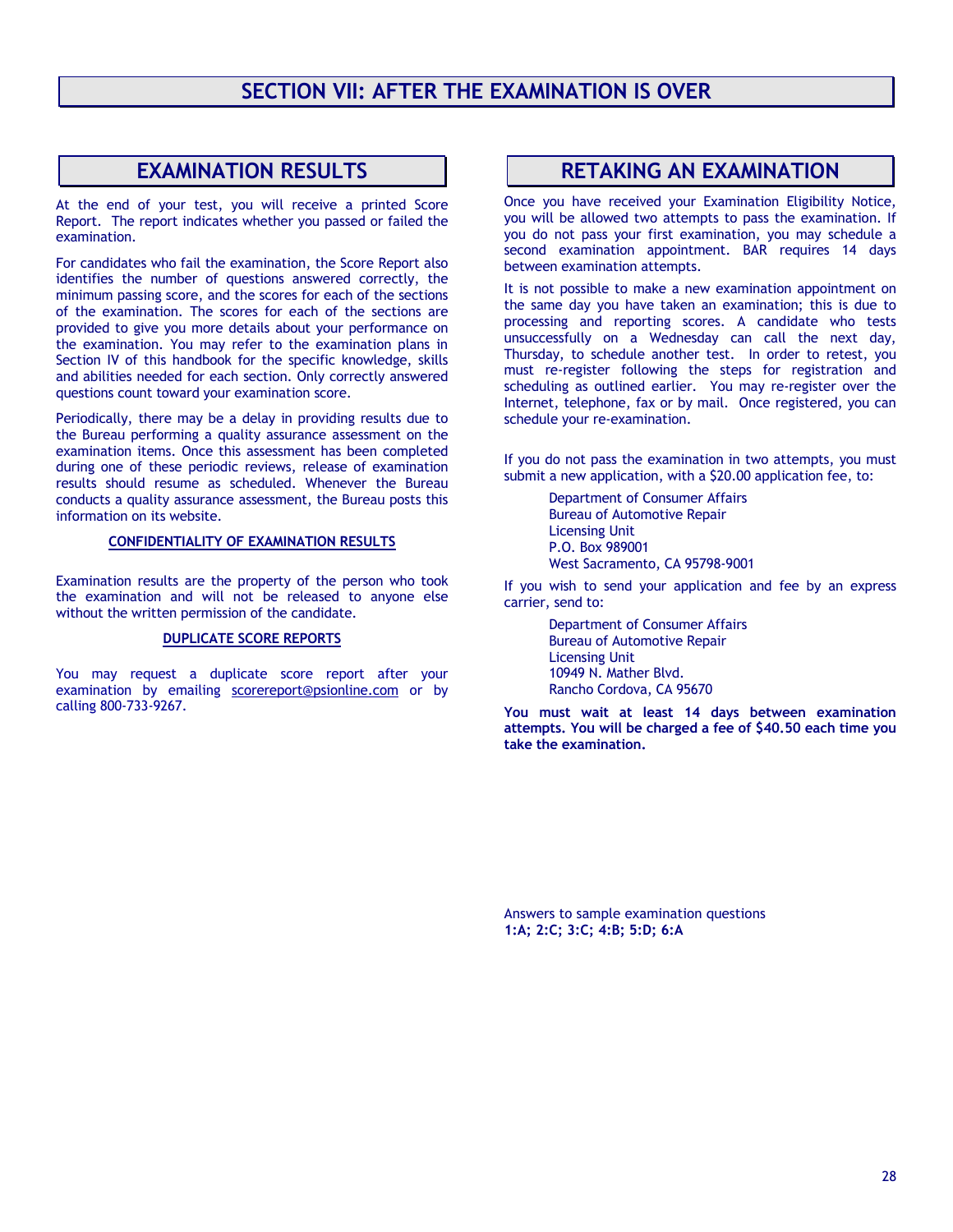# SECTION VII: AFTER THE EXAMINATION IS OVER

## EXAMINATION RESULTS

At the end of your test, you will receive a printed Score Report. The report indicates whether you passed or failed the examination.

For candidates who fail the examination, the Score Report also identifies the number of questions answered correctly, the minimum passing score, and the scores for each of the sections of the examination. The scores for each of the sections are provided to give you more details about your performance on the examination. You may refer to the examination plans in Section IV of this handbook for the specific knowledge, skills and abilities needed for each section. Only correctly answered questions count toward your examination score.

Periodically, there may be a delay in providing results due to the Bureau performing a quality assurance assessment on the examination items. Once this assessment has been completed during one of these periodic reviews, release of examination results should resume as scheduled. Whenever the Bureau conducts a quality assurance assessment, the Bureau posts this information on its website.

### CONFIDENTIALITY OF EXAMINATION RESULTS

Examination results are the property of the person who took the examination and will not be released to anyone else without the written permission of the candidate.

### DUPLICATE SCORE REPORTS

You may request a duplicate score report after your examination by emailing scorereport@psionline.com or by calling 800-733-9267.

## RETAKING AN EXAMINATION

Once you have received your Examination Eligibility Notice, you will be allowed two attempts to pass the examination. If you do not pass your first examination, you may schedule a second examination appointment. BAR requires 14 days between examination attempts.

It is not possible to make a new examination appointment on the same day you have taken an examination; this is due to processing and reporting scores. A candidate who tests unsuccessfully on a Wednesday can call the next day, Thursday, to schedule another test. In order to retest, you must re-register following the steps for registration and scheduling as outlined earlier. You may re-register over the Internet, telephone, fax or by mail. Once registered, you can schedule your re-examination.

If you do not pass the examination in two attempts, you must submit a new application, with a $20.00 application fee, to:

Department of Consumer Affairs
Bureau of Automotive Repair
Licensing Unit
P.O. Box 989001
West Sacramento, CA 95798-9001

If you wish to send your application and fee by an express carrier, send to:

Department of Consumer Affairs
Bureau of Automotive Repair
Licensing Unit
10949 N. Mather Blvd.
Rancho Cordova, CA 95670

**You must wait at least 14 days between examination attempts. You will be charged a fee of $40.50 each time you take the examination.**

Answers to sample examination questions
**1:A; 2:C; 3:C; 4:B; 5:D; 6:A**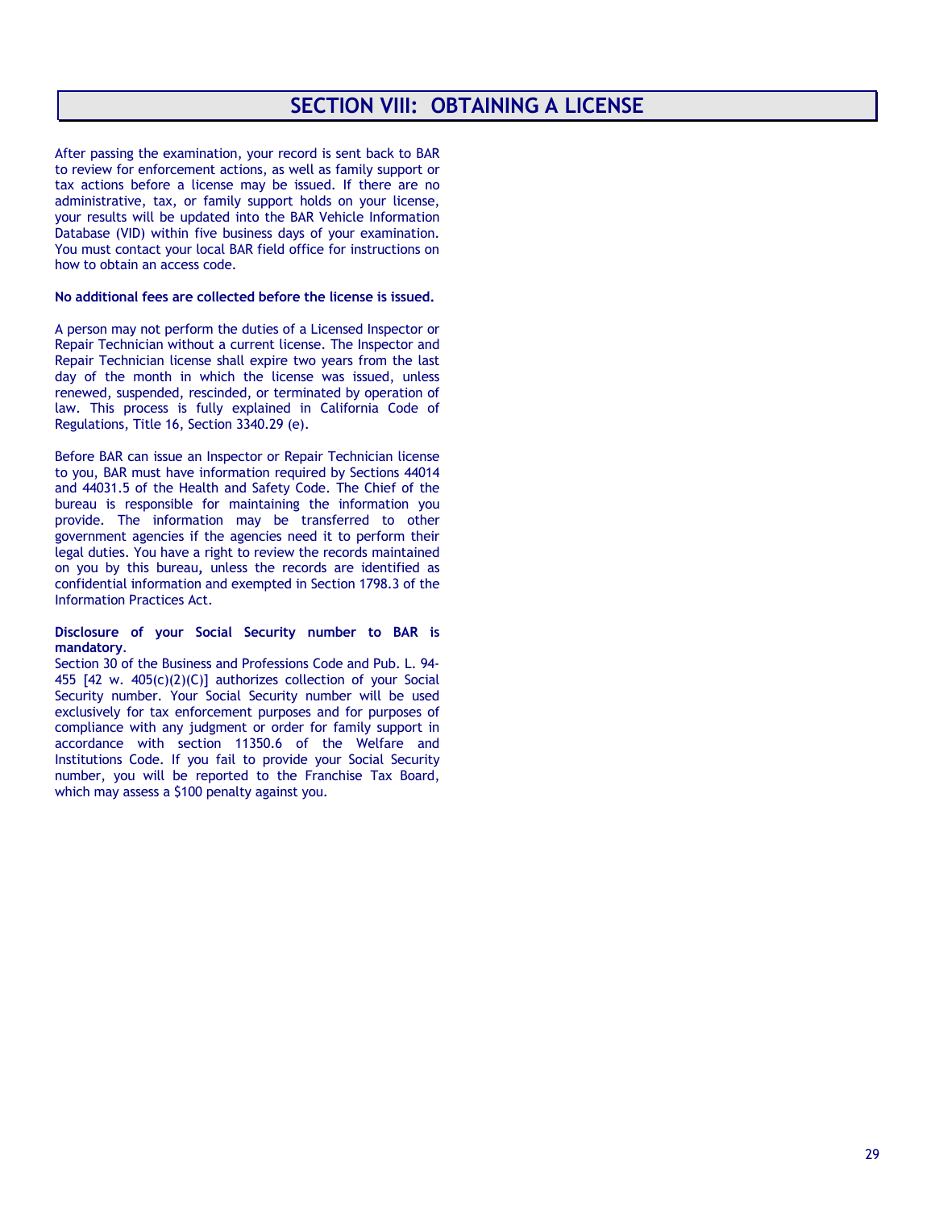# SECTION VIII: OBTAINING A LICENSE

After passing the examination, your record is sent back to BAR to review for enforcement actions, as well as family support or tax actions before a license may be issued. If there are no administrative, tax, or family support holds on your license, your results will be updated into the BAR Vehicle Information Database (VID) within five business days of your examination. You must contact your local BAR field office for instructions on how to obtain an access code.

**No additional fees are collected before the license is issued.**

A person may not perform the duties of a Licensed Inspector or Repair Technician without a current license. The Inspector and Repair Technician license shall expire two years from the last day of the month in which the license was issued, unless renewed, suspended, rescinded, or terminated by operation of law. This process is fully explained in California Code of Regulations, Title 16, Section 3340.29 (e).

Before BAR can issue an Inspector or Repair Technician license to you, BAR must have information required by Sections 44014 and 44031.5 of the Health and Safety Code. The Chief of the bureau is responsible for maintaining the information you provide. The information may be transferred to other government agencies if the agencies need it to perform their legal duties. You have a right to review the records maintained on you by this bureau, unless the records are identified as confidential information and exempted in Section 1798.3 of the Information Practices Act.

**Disclosure of your Social Security number to BAR is mandatory**.
Section 30 of the Business and Professions Code and Pub. L. 94-455 [42 w. 405(c)(2)(C)] authorizes collection of your Social Security number. Your Social Security number will be used exclusively for tax enforcement purposes and for purposes of compliance with any judgment or order for family support in accordance with section 11350.6 of the Welfare and Institutions Code. If you fail to provide your Social Security number, you will be reported to the Franchise Tax Board, which may assess a $100 penalty against you.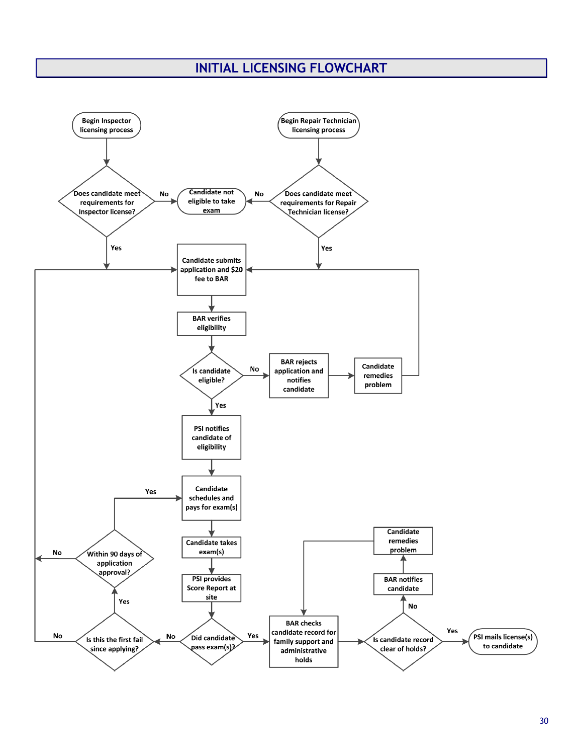# INITIAL LICENSING FLOWCHART

Begin Inspector licensing process

Does candidate meet requirements for Inspector license?

No

Candidate not eligible to take exam

No

Begin Repair Technician licensing process

Does candidate meet requirements for Repair Technician license?

Yes

Yes

Candidate submits application and $20 fee to BAR

BAR verifies eligibility

Is candidate eligible?

No

BAR rejects application and notifies candidate

Candidate remedies problem

Yes

PSI notifies candidate of eligibility

Yes

Candidate schedules and pays for exam(s)

Candidate takes exam(s)

No

Within 90 days of application approval?

Candidate remedies problem

PSI provides Score Report at site

BAR notifies candidate

Yes

No

No

Is this the first fail since applying?

No

Did candidate pass exam(s)?

Yes

BAR checks candidate record for family support and administrative holds

Is candidate record clear of holds?

Yes

PSI mails license(s) to candidate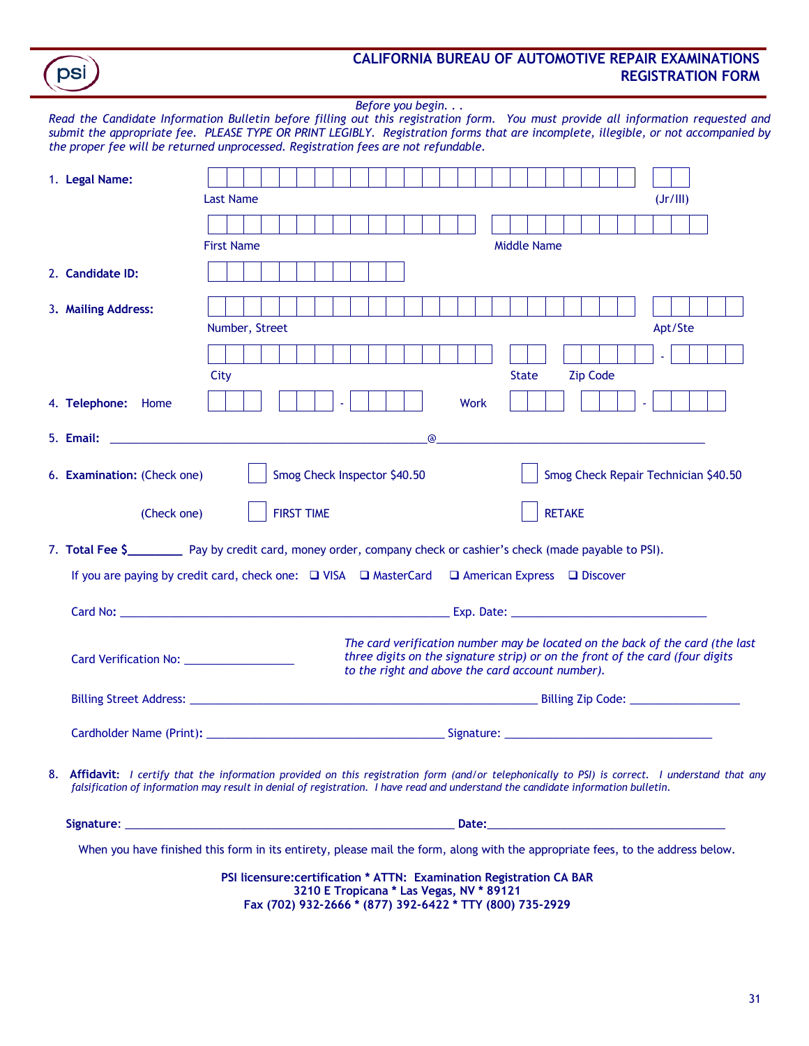psi

# CALIFORNIA BUREAU OF AUTOMOTIVE REPAIR EXAMINATIONS REGISTRATION FORM

*Before you begin. . .*

*Read the Candidate Information Bulletin before filling out this registration form. You must provide all information requested and submit the appropriate fee. PLEASE TYPE OR PRINT LEGIBLY. Registration forms that are incomplete, illegible, or not accompanied by the proper fee will be returned unprocessed. Registration fees are not refundable.*

1. **Legal Name:**

   Last Name ______________________ (Jr/III) ____

   First Name ______________________ Middle Name ______________________

2. **Candidate ID:** ______________________

3. **Mailing Address:**

   Number, Street ______________________ Apt/Ste ____

   City ______________________ State ____ Zip Code _____ - ____

4. **Telephone:** Home ___ ___ - ____ Work ___ ___ - ____

5. **Email:** ______________________@______________________

6. **Examination:** (Check one) ☐ Smog Check Inspector $40.50 ☐ Smog Check Repair Technician $40.50

   (Check one) ☐ FIRST TIME ☐ RETAKE

7. **Total Fee $**________ Pay by credit card, money order, company check or cashier's check (made payable to PSI).

   If you are paying by credit card, check one: ☐ VISA ☐ MasterCard ☐ American Express ☐ Discover

   Card No: ______________________ Exp. Date: ______________________

   Card Verification No: ________________ *The card verification number may be located on the back of the card (the last three digits on the signature strip) or on the front of the card (four digits to the right and above the card account number).*

   Billing Street Address: ______________________ Billing Zip Code: ________________

   Cardholder Name (Print): ______________________ Signature: ______________________

8. **Affidavit:** *I certify that the information provided on this registration form (and/or telephonically to PSI) is correct. I understand that any falsification of information may result in denial of registration. I have read and understand the candidate information bulletin.*

   **Signature:** ______________________ **Date:** ______________________

When you have finished this form in its entirety, please mail the form, along with the appropriate fees, to the address below.

**PSI licensure:certification * ATTN: Examination Registration CA BAR**
**3210 E Tropicana * Las Vegas, NV * 89121**
**Fax (702) 932-2666 * (877) 392-6422 * TTY (800) 735-2929**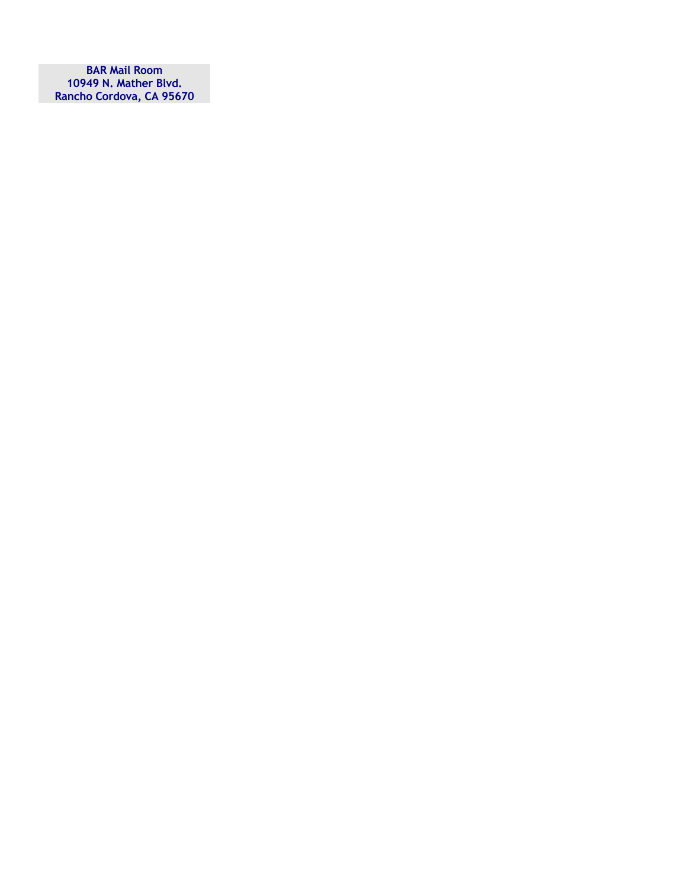**BAR Mail Room**
**10949 N. Mather Blvd.**
**Rancho Cordova, CA 95670**